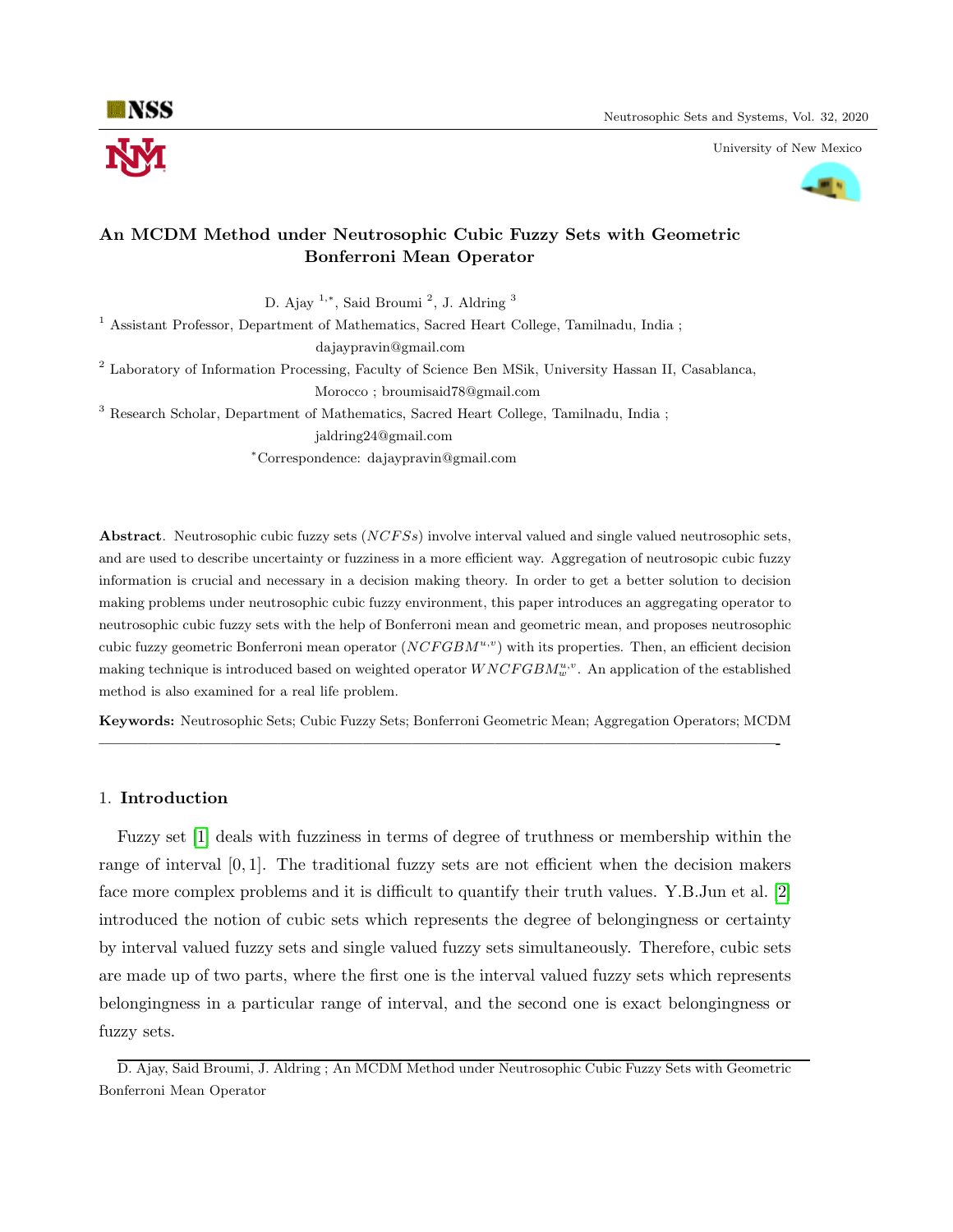# An MCDM Method under Neutrosophic Cubic Fuzzy Sets with Geometric Bonferroni Mean Operator

D. Ajay [1,*], Said Broumi [2], J. Aldring [3]

[1] Assistant Professor, Department of Mathematics, Sacred Heart College, Tamilnadu, India ; dajaypravin@gmail.com

[2] Laboratory of Information Processing, Faculty of Science Ben MSik, University Hassan II, Casablanca, Morocco ; broumisaid78@gmail.com

[3] Research Scholar, Department of Mathematics, Sacred Heart College, Tamilnadu, India ; jaldring24@gmail.com

[*]Correspondence: dajaypravin@gmail.com

**Abstract**. Neutrosophic cubic fuzzy sets ($NCFSs$) involve interval valued and single valued neutrosophic sets, and are used to describe uncertainty or fuzziness in a more efficient way. Aggregation of neutrosopic cubic fuzzy information is crucial and necessary in a decision making theory. In order to get a better solution to decision making problems under neutrosophic cubic fuzzy environment, this paper introduces an aggregating operator to neutrosophic cubic fuzzy sets with the help of Bonferroni mean and geometric mean, and proposes neutrosophic cubic fuzzy geometric Bonferroni mean operator ($NCFGBM^{u,v}$) with its properties. Then, an efficient decision making technique is introduced based on weighted operator $WNCFGBM_w^{u,v}$. An application of the established method is also examined for a real life problem.

**Keywords:** Neutrosophic Sets; Cubic Fuzzy Sets; Bonferroni Geometric Mean; Aggregation Operators; MCDM

## 1. Introduction

Fuzzy set [1] deals with fuzziness in terms of degree of truthness or membership within the range of interval $[0, 1]$. The traditional fuzzy sets are not efficient when the decision makers face more complex problems and it is difficult to quantify their truth values. Y.B.Jun et al. [2] introduced the notion of cubic sets which represents the degree of belongingness or certainty by interval valued fuzzy sets and single valued fuzzy sets simultaneously. Therefore, cubic sets are made up of two parts, where the first one is the interval valued fuzzy sets which represents belongingness in a particular range of interval, and the second one is exact belongingness or fuzzy sets.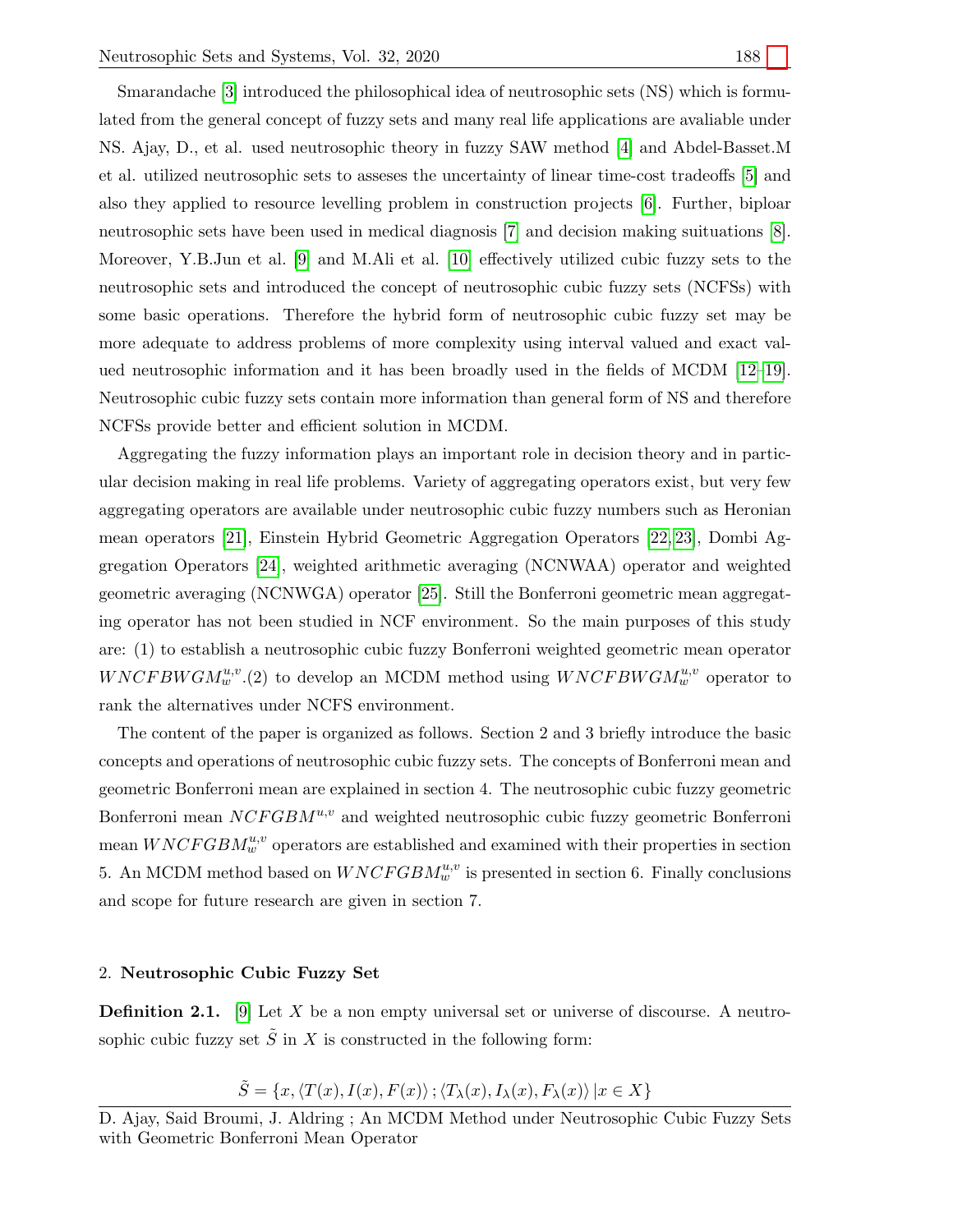Smarandache [3] introduced the philosophical idea of neutrosophic sets (NS) which is formulated from the general concept of fuzzy sets and many real life applications are avaliable under NS. Ajay, D., et al. used neutrosophic theory in fuzzy SAW method [4] and Abdel-Basset.M et al. utilized neutrosophic sets to asseses the uncertainty of linear time-cost tradeoffs [5] and also they applied to resource levelling problem in construction projects [6]. Further, biploar neutrosophic sets have been used in medical diagnosis [7] and decision making suituations [8]. Moreover, Y.B.Jun et al. [9] and M.Ali et al. [10] effectively utilized cubic fuzzy sets to the neutrosophic sets and introduced the concept of neutrosophic cubic fuzzy sets (NCFSs) with some basic operations. Therefore the hybrid form of neutrosophic cubic fuzzy set may be more adequate to address problems of more complexity using interval valued and exact valued neutrosophic information and it has been broadly used in the fields of MCDM [12–19]. Neutrosophic cubic fuzzy sets contain more information than general form of NS and therefore NCFSs provide better and efficient solution in MCDM.

Aggregating the fuzzy information plays an important role in decision theory and in particular decision making in real life problems. Variety of aggregating operators exist, but very few aggregating operators are available under neutrosophic cubic fuzzy numbers such as Heronian mean operators [21], Einstein Hybrid Geometric Aggregation Operators [22,23], Dombi Aggregation Operators [24], weighted arithmetic averaging (NCNWAA) operator and weighted geometric averaging (NCNWGA) operator [25]. Still the Bonferroni geometric mean aggregating operator has not been studied in NCF environment. So the main purposes of this study are: (1) to establish a neutrosophic cubic fuzzy Bonferroni weighted geometric mean operator $WNCFBWGM_w^{u,v}$.(2) to develop an MCDM method using $WNCFBWGM_w^{u,v}$ operator to rank the alternatives under NCFS environment.

The content of the paper is organized as follows. Section 2 and 3 briefly introduce the basic concepts and operations of neutrosophic cubic fuzzy sets. The concepts of Bonferroni mean and geometric Bonferroni mean are explained in section 4. The neutrosophic cubic fuzzy geometric Bonferroni mean $NCFGBM^{u,v}$ and weighted neutrosophic cubic fuzzy geometric Bonferroni mean $WNCFGBM_w^{u,v}$ operators are established and examined with their properties in section 5. An MCDM method based on $WNCFGBM_w^{u,v}$ is presented in section 6. Finally conclusions and scope for future research are given in section 7.

## 2. Neutrosophic Cubic Fuzzy Set

**Definition 2.1.** [9] Let $X$ be a non empty universal set or universe of discourse. A neutrosophic cubic fuzzy set $\tilde{S}$ in $X$ is constructed in the following form:

$$\tilde{S} = \{x, \langle T(x), I(x), F(x) \rangle ; \langle T_\lambda(x), I_\lambda(x), F_\lambda(x) \rangle \, | x \in X\}$$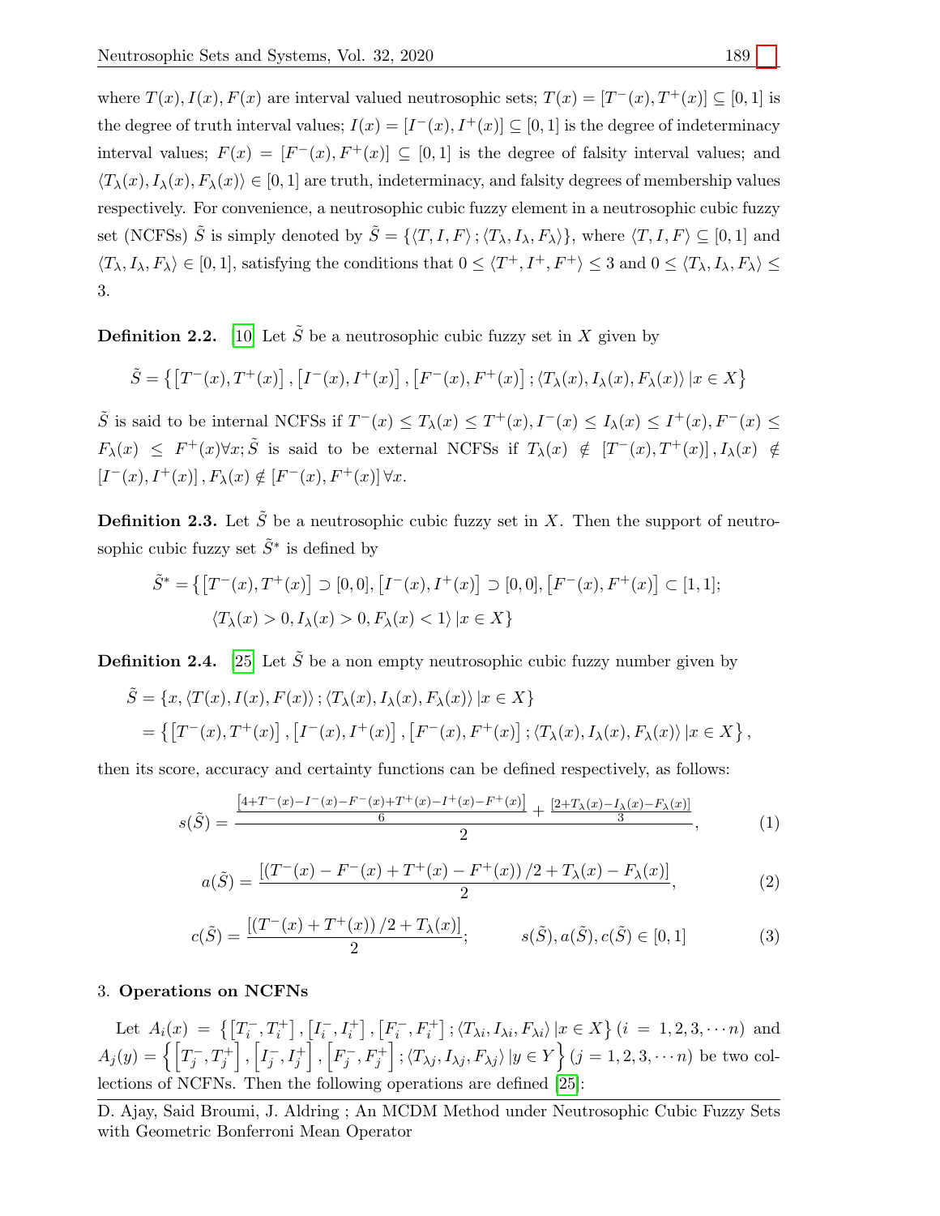where $T(x), I(x), F(x)$ are interval valued neutrosophic sets; $T(x) = [T^-(x), T^+(x)] \subseteq [0,1]$ is the degree of truth interval values; $I(x) = [I^-(x), I^+(x)] \subseteq [0,1]$ is the degree of indeterminacy interval values; $F(x) = [F^-(x), F^+(x)] \subseteq [0,1]$ is the degree of falsity interval values; and $\langle T_\lambda(x), I_\lambda(x), F_\lambda(x)\rangle \in [0,1]$ are truth, indeterminacy, and falsity degrees of membership values respectively. For convenience, a neutrosophic cubic fuzzy element in a neutrosophic cubic fuzzy set (NCFSs) $\tilde{S}$ is simply denoted by $\tilde{S} = \{\langle T, I, F\rangle ; \langle T_\lambda, I_\lambda, F_\lambda\rangle\}$, where $\langle T, I, F\rangle \subseteq [0,1]$ and $\langle T_\lambda, I_\lambda, F_\lambda\rangle \in [0,1]$, satisfying the conditions that $0 \leq \langle T^+, I^+, F^+\rangle \leq 3$ and $0 \leq \langle T_\lambda, I_\lambda, F_\lambda\rangle \leq 3$.

**Definition 2.2.** [10] Let $\tilde{S}$ be a neutrosophic cubic fuzzy set in $X$ given by

$$\tilde{S} = \left\{\left[T^-(x), T^+(x)\right], \left[I^-(x), I^+(x)\right], \left[F^-(x), F^+(x)\right] ; \langle T_\lambda(x), I_\lambda(x), F_\lambda(x)\rangle \,|x \in X\right\}$$

$\tilde{S}$ is said to be internal NCFSs if $T^-(x) \leq T_\lambda(x) \leq T^+(x), I^-(x) \leq I_\lambda(x) \leq I^+(x), F^-(x) \leq F_\lambda(x) \leq F^+(x) \forall x; \tilde{S}$ is said to be external NCFSs if $T_\lambda(x) \notin \left[T^-(x), T^+(x)\right], I_\lambda(x) \notin \left[I^-(x), I^+(x)\right], F_\lambda(x) \notin \left[F^-(x), F^+(x)\right] \forall x$.

**Definition 2.3.** Let $\tilde{S}$ be a neutrosophic cubic fuzzy set in $X$. Then the support of neutrosophic cubic fuzzy set $\tilde{S}^*$ is defined by

$$\begin{aligned}\tilde{S}^* = \{&\left[T^-(x), T^+(x)\right] \supset [0,0], \left[I^-(x), I^+(x)\right] \supset [0,0], \left[F^-(x), F^+(x)\right] \subset [1,1];\\ &\langle T_\lambda(x) > 0, I_\lambda(x) > 0, F_\lambda(x) < 1\rangle \,|x \in X\}\end{aligned}$$

**Definition 2.4.** [25] Let $\tilde{S}$ be a non empty neutrosophic cubic fuzzy number given by

$$\begin{aligned}\tilde{S} &= \{x, \langle T(x), I(x), F(x)\rangle ; \langle T_\lambda(x), I_\lambda(x), F_\lambda(x)\rangle \,|x \in X\}\\ &= \left\{\left[T^-(x), T^+(x)\right], \left[I^-(x), I^+(x)\right], \left[F^-(x), F^+(x)\right] ; \langle T_\lambda(x), I_\lambda(x), F_\lambda(x)\rangle \,|x \in X\right\},\end{aligned}$$

then its score, accuracy and certainty functions can be defined respectively, as follows:

$$s(\tilde{S}) = \frac{\frac{\left[4+T^-(x)-I^-(x)-F^-(x)+T^+(x)-I^+(x)-F^+(x)\right]}{6} + \frac{\left[2+T_\lambda(x)-I_\lambda(x)-F_\lambda(x)\right]}{3}}{2}, \tag{1}$$

$$a(\tilde{S}) = \frac{\left[\left(T^-(x) - F^-(x) + T^+(x) - F^+(x)\right)/2 + T_\lambda(x) - F_\lambda(x)\right]}{2}, \tag{2}$$

$$c(\tilde{S}) = \frac{\left[\left(T^-(x) + T^+(x)\right)/2 + T_\lambda(x)\right]}{2}; \qquad s(\tilde{S}), a(\tilde{S}), c(\tilde{S}) \in [0,1] \tag{3}$$

## 3. Operations on NCFNs

Let $A_i(x) = \left\{\left[T_i^-, T_i^+\right], \left[I_i^-, I_i^+\right], \left[F_i^-, F_i^+\right] ; \langle T_{\lambda i}, I_{\lambda i}, F_{\lambda i}\rangle \,|x \in X\right\}$ $(i = 1, 2, 3, \cdots n)$ and $A_j(y) = \left\{\left[T_j^-, T_j^+\right], \left[I_j^-, I_j^+\right], \left[F_j^-, F_j^+\right] ; \langle T_{\lambda j}, I_{\lambda j}, F_{\lambda j}\rangle \,|y \in Y\right\}$ $(j = 1, 2, 3, \cdots n)$ be two collections of NCFNs. Then the following operations are defined [25]:

D. Ajay, Said Broumi, J. Aldring ; An MCDM Method under Neutrosophic Cubic Fuzzy Sets with Geometric Bonferroni Mean Operator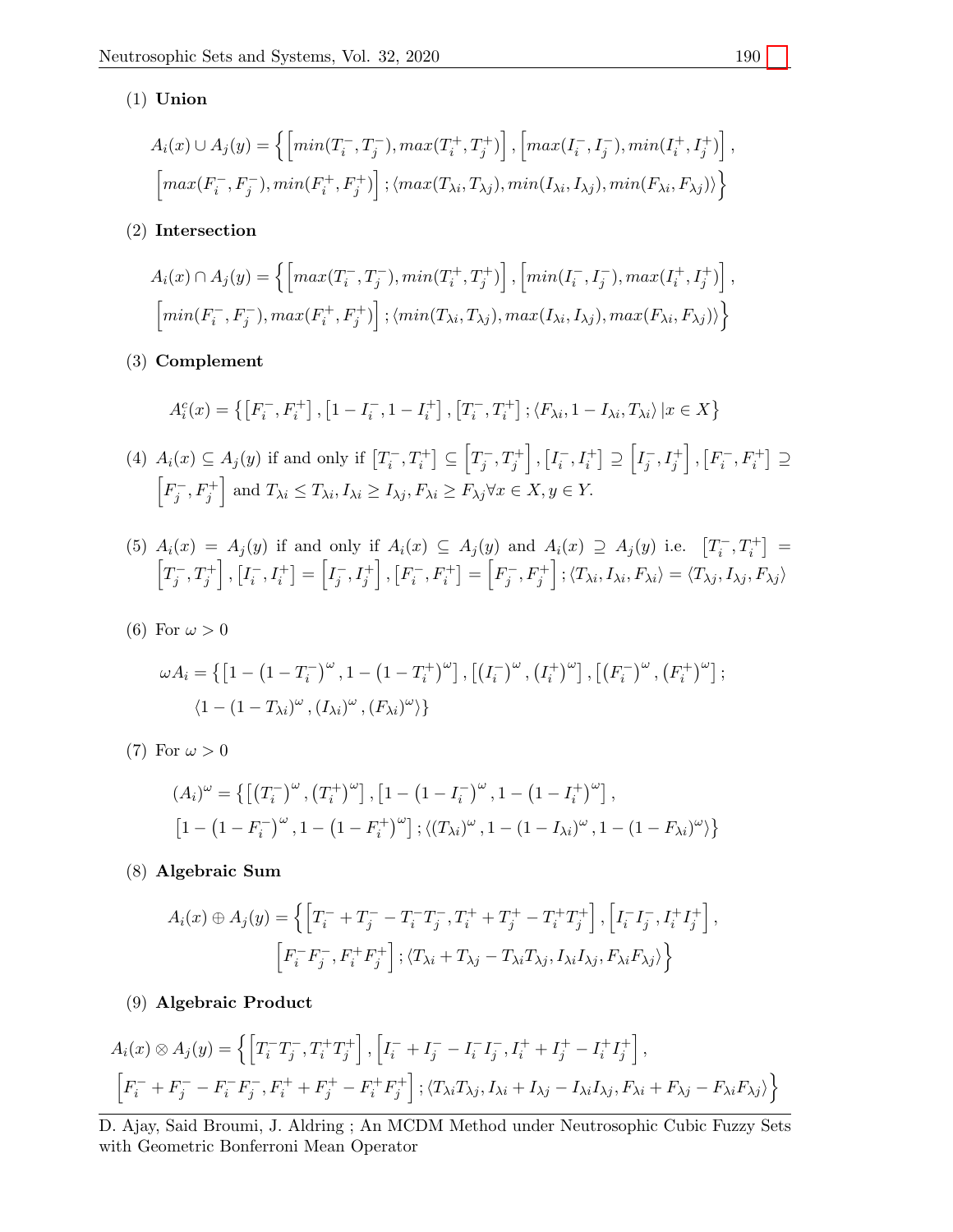(1) **Union**

$$A_i(x) \cup A_j(y) = \Big\{ \Big[ min(T_i^-, T_j^-), max(T_i^+, T_j^+) \Big], \Big[ max(I_i^-, I_j^-), min(I_i^+, I_j^+) \Big],$$
$$\Big[ max(F_i^-, F_j^-), min(F_i^+, F_j^+) \Big]; \langle max(T_{\lambda i}, T_{\lambda j}), min(I_{\lambda i}, I_{\lambda j}), min(F_{\lambda i}, F_{\lambda j}) \rangle \Big\}$$

(2) **Intersection**

$$A_i(x) \cap A_j(y) = \Big\{ \Big[ max(T_i^-, T_j^-), min(T_i^+, T_j^+) \Big], \Big[ min(I_i^-, I_j^-), max(I_i^+, I_j^+) \Big],$$
$$\Big[ min(F_i^-, F_j^-), max(F_i^+, F_j^+) \Big]; \langle min(T_{\lambda i}, T_{\lambda j}), max(I_{\lambda i}, I_{\lambda j}), max(F_{\lambda i}, F_{\lambda j}) \rangle \Big\}$$

(3) **Complement**

$$A_i^c(x) = \left\{ \left[F_i^-, F_i^+\right], \left[1 - I_i^-, 1 - I_i^+\right], \left[T_i^-, T_i^+\right]; \langle F_{\lambda i}, 1 - I_{\lambda i}, T_{\lambda i} \rangle \,|x \in X \right\}$$

(4) $A_i(x) \subseteq A_j(y)$ if and only if $\left[T_i^-, T_i^+\right] \subseteq \Big[T_j^-, T_j^+\Big], \left[I_i^-, I_i^+\right] \supseteq \Big[I_j^-, I_j^+\Big], \left[F_i^-, F_i^+\right] \supseteq \Big[F_j^-, F_j^+\Big]$ and $T_{\lambda i} \leq T_{\lambda i}, I_{\lambda i} \geq I_{\lambda j}, F_{\lambda i} \geq F_{\lambda j} \forall x \in X, y \in Y.$

(5) $A_i(x) = A_j(y)$ if and only if $A_i(x) \subseteq A_j(y)$ and $A_i(x) \supseteq A_j(y)$ i.e. $\left[T_i^-, T_i^+\right] = \Big[T_j^-, T_j^+\Big], \left[I_i^-, I_i^+\right] = \Big[I_j^-, I_j^+\Big], \left[F_i^-, F_i^+\right] = \Big[F_j^-, F_j^+\Big]; \langle T_{\lambda i}, I_{\lambda i}, F_{\lambda i} \rangle = \langle T_{\lambda j}, I_{\lambda j}, F_{\lambda j} \rangle$

(6) For $\omega > 0$

$$\omega A_i = \left\{ \left[1 - \left(1 - T_i^-\right)^\omega, 1 - \left(1 - T_i^+\right)^\omega\right], \left[\left(I_i^-\right)^\omega, \left(I_i^+\right)^\omega\right], \left[\left(F_i^-\right)^\omega, \left(F_i^+\right)^\omega\right]; \right.$$
$$\left. \langle 1 - (1 - T_{\lambda i})^\omega, (I_{\lambda i})^\omega, (F_{\lambda i})^\omega \rangle \right\}$$

(7) For $\omega > 0$

$$(A_i)^\omega = \left\{ \left[\left(T_i^-\right)^\omega, \left(T_i^+\right)^\omega\right], \left[1 - \left(1 - I_i^-\right)^\omega, 1 - \left(1 - I_i^+\right)^\omega\right], \right.$$
$$\left. \left[1 - \left(1 - F_i^-\right)^\omega, 1 - \left(1 - F_i^+\right)^\omega\right]; \langle (T_{\lambda i})^\omega, 1 - (1 - I_{\lambda i})^\omega, 1 - (1 - F_{\lambda i})^\omega \rangle \right\}$$

(8) **Algebraic Sum**

$$A_i(x) \oplus A_j(y) = \Big\{ \Big[ T_i^- + T_j^- - T_i^- T_j^-, T_i^+ + T_j^+ - T_i^+ T_j^+ \Big], \Big[ I_i^- I_j^-, I_i^+ I_j^+ \Big],$$
$$\Big[ F_i^- F_j^-, F_i^+ F_j^+ \Big]; \langle T_{\lambda i} + T_{\lambda j} - T_{\lambda i} T_{\lambda j}, I_{\lambda i} I_{\lambda j}, F_{\lambda i} F_{\lambda j} \rangle \Big\}$$

(9) **Algebraic Product**

$$A_i(x) \otimes A_j(y) = \Big\{ \Big[ T_i^- T_j^-, T_i^+ T_j^+ \Big], \Big[ I_i^- + I_j^- - I_i^- I_j^-, I_i^+ + I_j^+ - I_i^+ I_j^+ \Big],$$
$$\Big[ F_i^- + F_j^- - F_i^- F_j^-, F_i^+ + F_j^+ - F_i^+ F_j^+ \Big]; \langle T_{\lambda i} T_{\lambda j}, I_{\lambda i} + I_{\lambda j} - I_{\lambda i} I_{\lambda j}, F_{\lambda i} + F_{\lambda j} - F_{\lambda i} F_{\lambda j} \rangle \Big\}$$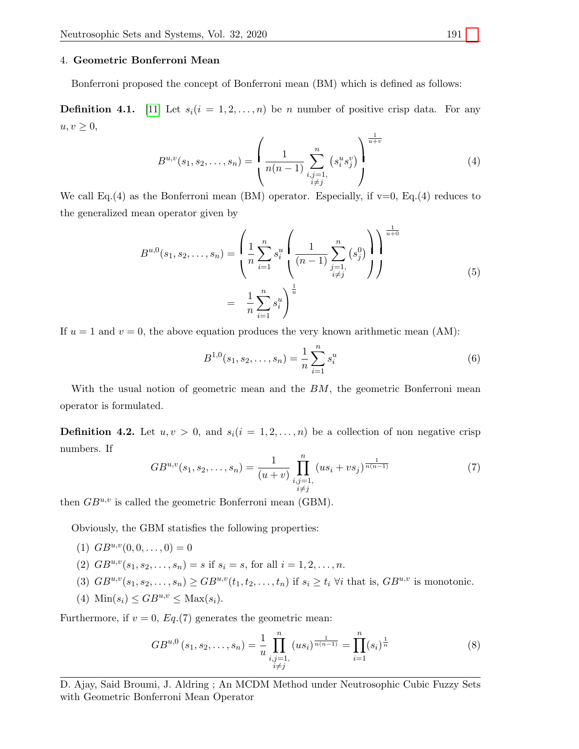## 4. Geometric Bonferroni Mean

Bonferroni proposed the concept of Bonferroni mean (BM) which is defined as follows:

**Definition 4.1.** [11] Let $s_i (i = 1, 2, \ldots, n)$ be $n$ number of positive crisp data. For any $u, v \geq 0$,

$$B^{u,v}(s_1, s_2, \ldots, s_n) = \left( \frac{1}{n(n-1)} \sum_{\substack{i,j=1, \\ i \neq j}}^{n} \left( s_i^u s_j^v \right) \right)^{\frac{1}{u+v}} \tag{4}$$

We call Eq.(4) as the Bonferroni mean (BM) operator. Especially, if v=0, Eq.(4) reduces to the generalized mean operator given by

$$\begin{aligned} B^{u,0}(s_1, s_2, \ldots, s_n) &= \left( \frac{1}{n} \sum_{i=1}^{n} s_i^u \left( \frac{1}{(n-1)} \sum_{\substack{j=1, \\ i \neq j}}^{n} \left( s_j^0 \right) \right) \right)^{\frac{1}{u+0}} \\ &= \left. \frac{1}{n} \sum_{i=1}^{n} s_i^u \right)^{\frac{1}{u}} \end{aligned} \tag{5}$$

If $u = 1$ and $v = 0$, the above equation produces the very known arithmetic mean (AM):

$$B^{1,0}(s_1, s_2, \ldots, s_n) = \frac{1}{n} \sum_{i=1}^{n} s_i^u \tag{6}$$

With the usual notion of geometric mean and the $BM$, the geometric Bonferroni mean operator is formulated.

**Definition 4.2.** Let $u, v > 0$, and $s_i (i = 1, 2, \ldots, n)$ be a collection of non negative crisp numbers. If

$$GB^{u,v}(s_1, s_2, \ldots, s_n) = \frac{1}{(u+v)} \prod_{\substack{i,j=1, \\ i \neq j}}^{n} (us_i + vs_j)^{\frac{1}{n(n-1)}} \tag{7}$$

then $GB^{u,v}$ is called the geometric Bonferroni mean (GBM).

Obviously, the GBM statisfies the following properties:

1. $GB^{u,v}(0, 0, \ldots, 0) = 0$
2. $GB^{u,v}(s_1, s_2, \ldots, s_n) = s$ if $s_i = s$, for all $i = 1, 2, \ldots, n$.
3. $GB^{u,v}(s_1, s_2, \ldots, s_n) \geq GB^{u,v}(t_1, t_2, \ldots, t_n)$ if $s_i \geq t_i$ $\forall i$ that is, $GB^{u,v}$ is monotonic.
4. $\text{Min}(s_i) \leq GB^{u,v} \leq \text{Max}(s_i)$.

Furthermore, if $v = 0$, $Eq.(7)$ generates the geometric mean:

$$GB^{u,0}(s_1, s_2, \ldots, s_n) = \frac{1}{u} \prod_{\substack{i,j=1, \\ i \neq j}}^{n} (us_i)^{\frac{1}{n(n-1)}} = \prod_{i=1}^{n} (s_i)^{\frac{1}{n}} \tag{8}$$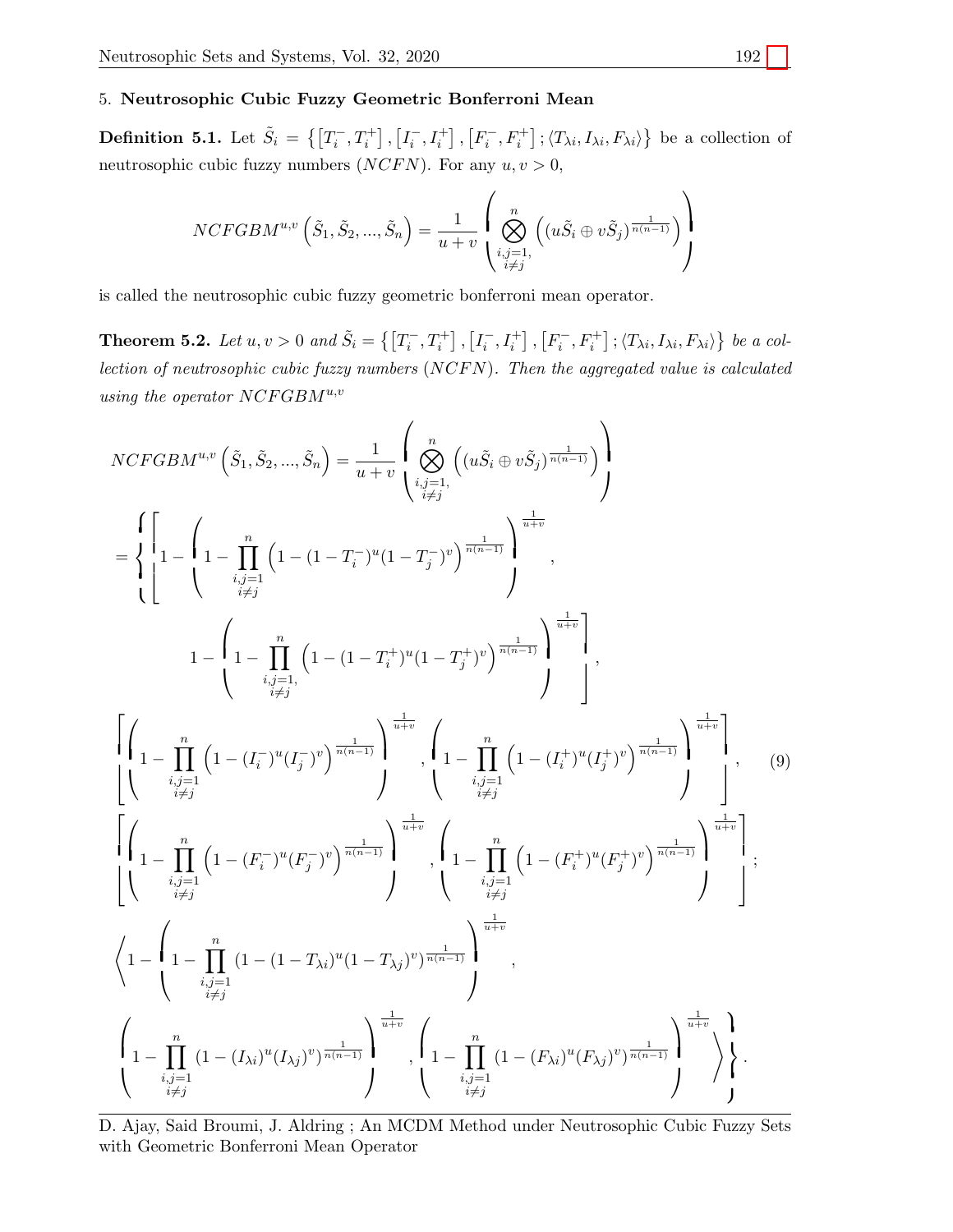## 5. Neutrosophic Cubic Fuzzy Geometric Bonferroni Mean

**Definition 5.1.** Let $\tilde{S}_i = \left\{ \left[T_i^-, T_i^+\right], \left[I_i^-, I_i^+\right], \left[F_i^-, F_i^+\right]; \langle T_{\lambda i}, I_{\lambda i}, F_{\lambda i}\rangle \right\}$ be a collection of neutrosophic cubic fuzzy numbers ($NCFN$). For any $u, v > 0$,

$$NCFGBM^{u,v}\left(\tilde{S}_1, \tilde{S}_2, ..., \tilde{S}_n\right) = \frac{1}{u+v}\left(\bigotimes_{\substack{i,j=1,\\ i\neq j}}^{n}\left((u\tilde{S}_i \oplus v\tilde{S}_j)^{\frac{1}{n(n-1)}}\right)\right)$$

is called the neutrosophic cubic fuzzy geometric bonferroni mean operator.

**Theorem 5.2.** *Let $u, v > 0$ and $\tilde{S}_i = \left\{ \left[T_i^-, T_i^+\right], \left[I_i^-, I_i^+\right], \left[F_i^-, F_i^+\right]; \langle T_{\lambda i}, I_{\lambda i}, F_{\lambda i}\rangle \right\}$ be a collection of neutrosophic cubic fuzzy numbers ($NCFN$). Then the aggregated value is calculated using the operator $NCFGBM^{u,v}$*

$$NCFGBM^{u,v}\left(\tilde{S}_1, \tilde{S}_2, ..., \tilde{S}_n\right) = \frac{1}{u+v}\left(\bigotimes_{\substack{i,j=1,\\ i\neq j}}^{n}\left((u\tilde{S}_i \oplus v\tilde{S}_j)^{\frac{1}{n(n-1)}}\right)\right)$$

$$= \left\{ \left[ 1 - \left(1 - \prod_{\substack{i,j=1\\ i\neq j}}^{n}\left(1-(1-T_i^-)^u(1-T_j^-)^v\right)^{\frac{1}{n(n-1)}}\right)^{\frac{1}{u+v}}, \right.\right.$$

$$\left. 1 - \left(1 - \prod_{\substack{i,j=1,\\ i\neq j}}^{n}\left(1-(1-T_i^+)^u(1-T_j^+)^v\right)^{\frac{1}{n(n-1)}}\right)^{\frac{1}{u+v}} \right],$$

$$\left[\left(1 - \prod_{\substack{i,j=1\\ i\neq j}}^{n}\left(1-(I_i^-)^u(I_j^-)^v\right)^{\frac{1}{n(n-1)}}\right)^{\frac{1}{u+v}}, \left(1 - \prod_{\substack{i,j=1\\ i\neq j}}^{n}\left(1-(I_i^+)^u(I_j^+)^v\right)^{\frac{1}{n(n-1)}}\right)^{\frac{1}{u+v}}\right], \tag{9}$$

$$\left[\left(1 - \prod_{\substack{i,j=1\\ i\neq j}}^{n}\left(1-(F_i^-)^u(F_j^-)^v\right)^{\frac{1}{n(n-1)}}\right)^{\frac{1}{u+v}}, \left(1 - \prod_{\substack{i,j=1\\ i\neq j}}^{n}\left(1-(F_i^+)^u(F_j^+)^v\right)^{\frac{1}{n(n-1)}}\right)^{\frac{1}{u+v}}\right];$$

$$\left\langle 1 - \left(1 - \prod_{\substack{i,j=1\\ i\neq j}}^{n}(1-(1-T_{\lambda i})^u(1-T_{\lambda j})^v)^{\frac{1}{n(n-1)}}\right)^{\frac{1}{u+v}}, \right.$$

$$\left.\left.\left(1 - \prod_{\substack{i,j=1\\ i\neq j}}^{n}(1-(I_{\lambda i})^u(I_{\lambda j})^v)^{\frac{1}{n(n-1)}}\right)^{\frac{1}{u+v}}, \left(1 - \prod_{\substack{i,j=1\\ i\neq j}}^{n}(1-(F_{\lambda i})^u(F_{\lambda j})^v)^{\frac{1}{n(n-1)}}\right)^{\frac{1}{u+v}} \right\rangle \right\}.$$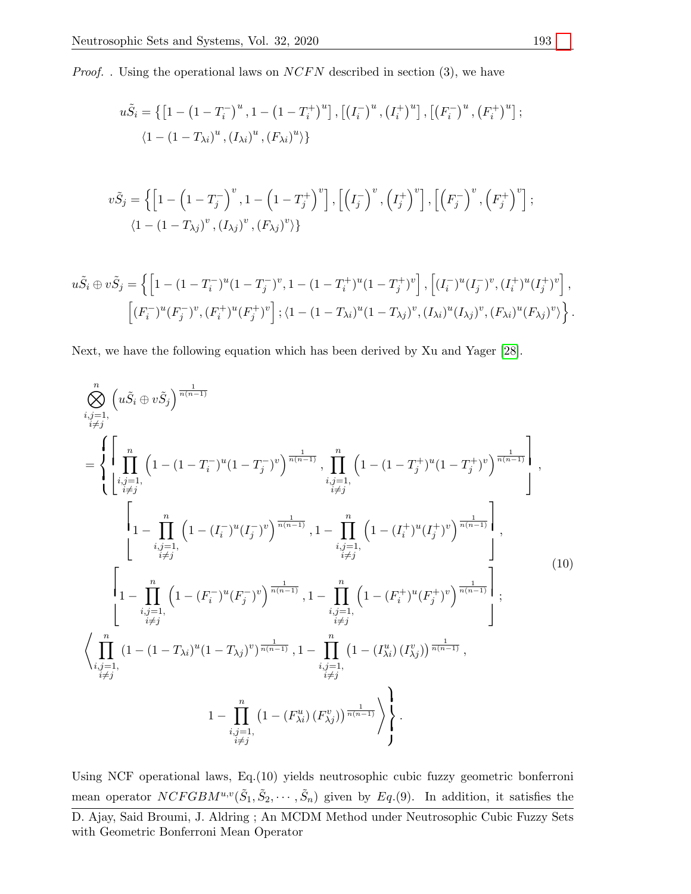*Proof.* . Using the operational laws on $NCFN$ described in section (3), we have

$$u\tilde{S}_i = \left\{ \left[1-\left(1-T_i^-\right)^u, 1-\left(1-T_i^+\right)^u\right], \left[\left(I_i^-\right)^u, \left(I_i^+\right)^u\right], \left[\left(F_i^-\right)^u, \left(F_i^+\right)^u\right]; \right.$$
$$\left. \langle 1-\left(1-T_{\lambda i}\right)^u, \left(I_{\lambda i}\right)^u, \left(F_{\lambda i}\right)^u \rangle \right\}$$

$$v\tilde{S}_j = \left\{ \left[1-\left(1-T_j^-\right)^v, 1-\left(1-T_j^+\right)^v\right], \left[\left(I_j^-\right)^v, \left(I_j^+\right)^v\right], \left[\left(F_j^-\right)^v, \left(F_j^+\right)^v\right]; \right.$$
$$\left. \langle 1-\left(1-T_{\lambda j}\right)^v, \left(I_{\lambda j}\right)^v, \left(F_{\lambda j}\right)^v \rangle \right\}$$

$$u\tilde{S}_i \oplus v\tilde{S}_j = \left\{ \left[1-(1-T_i^-)^u(1-T_j^-)^v, 1-(1-T_i^+)^u(1-T_j^+)^v\right], \left[(I_i^-)^u(I_j^-)^v, (I_i^+)^u(I_j^+)^v\right], \right.$$
$$\left. \left[(F_i^-)^u(F_j^-)^v, (F_i^+)^u(F_j^+)^v\right]; \langle 1-(1-T_{\lambda i})^u(1-T_{\lambda j})^v, (I_{\lambda i})^u(I_{\lambda j})^v, (F_{\lambda i})^u(F_{\lambda j})^v \rangle \right\}.$$

Next, we have the following equation which has been derived by Xu and Yager [28].

$$\begin{aligned}
&\bigotimes_{\substack{i,j=1,\\ i\neq j}}^{n} \left(u\tilde{S}_i \oplus v\tilde{S}_j\right)^{\frac{1}{n(n-1)}} \\
&= \left\{ \left[ \prod_{\substack{i,j=1,\\ i\neq j}}^{n} \left(1-(1-T_i^-)^u(1-T_j^-)^v\right)^{\frac{1}{n(n-1)}}, \prod_{\substack{i,j=1,\\ i\neq j}}^{n} \left(1-(1-T_j^+)^u(1-T_j^+)^v\right)^{\frac{1}{n(n-1)}} \right], \right. \\
&\quad \left[ 1-\prod_{\substack{i,j=1,\\ i\neq j}}^{n} \left(1-(I_i^-)^u(I_j^-)^v\right)^{\frac{1}{n(n-1)}}, 1-\prod_{\substack{i,j=1,\\ i\neq j}}^{n} \left(1-(I_i^+)^u(I_j^+)^v\right)^{\frac{1}{n(n-1)}} \right], \\
&\quad \left[ 1-\prod_{\substack{i,j=1,\\ i\neq j}}^{n} \left(1-(F_i^-)^u(F_j^-)^v\right)^{\frac{1}{n(n-1)}}, 1-\prod_{\substack{i,j=1,\\ i\neq j}}^{n} \left(1-(F_i^+)^u(F_j^+)^v\right)^{\frac{1}{n(n-1)}} \right]; \\
&\quad \left\langle \prod_{\substack{i,j=1,\\ i\neq j}}^{n} \left(1-(1-T_{\lambda i})^u(1-T_{\lambda j})^v\right)^{\frac{1}{n(n-1)}}, 1-\prod_{\substack{i,j=1,\\ i\neq j}}^{n} \left(1-(I_{\lambda i}^u)(I_{\lambda j}^v)\right)^{\frac{1}{n(n-1)}}, \right. \\
&\quad \left. \left. 1-\prod_{\substack{i,j=1,\\ i\neq j}}^{n} \left(1-(F_{\lambda i}^u)(F_{\lambda j}^v)\right)^{\frac{1}{n(n-1)}} \right\rangle \right\}.
\end{aligned} \tag{10}$$

Using NCF operational laws, Eq.(10) yields neutrosophic cubic fuzzy geometric bonferroni mean operator $NCFGBM^{u,v}(\tilde{S}_1, \tilde{S}_2, \cdots, \tilde{S}_n)$ given by $Eq.(9)$. In addition, it satisfies the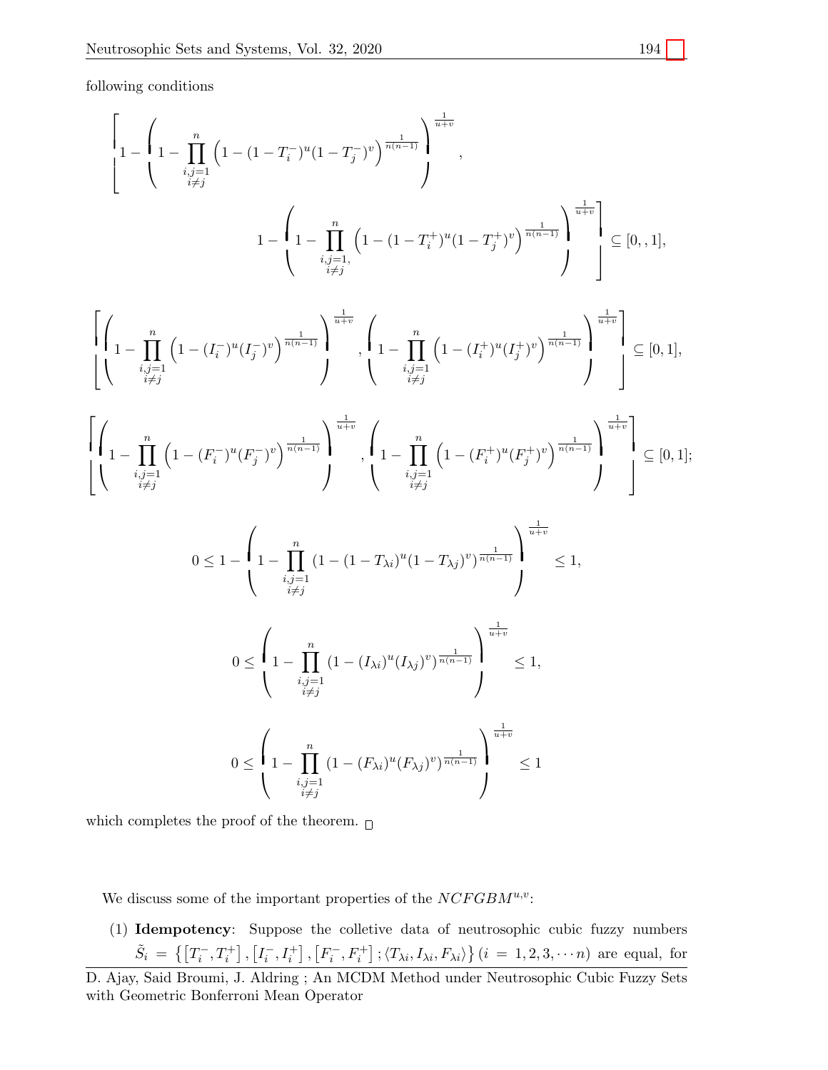following conditions

$$\left[1-\left(1-\prod_{\substack{i,j=1\\ i\neq j}}^{n}\left(1-(1-T_i^-)^u(1-T_j^-)^v\right)^{\frac{1}{n(n-1)}}\right)^{\frac{1}{u+v}},\right.$$

$$\left.1-\left(1-\prod_{\substack{i,j=1,\\ i\neq j}}^{n}\left(1-(1-T_i^+)^u(1-T_j^+)^v\right)^{\frac{1}{n(n-1)}}\right)^{\frac{1}{u+v}}\right]\subseteq[0,,1],$$

$$\left[\left(1-\prod_{\substack{i,j=1\\ i\neq j}}^{n}\left(1-(I_i^-)^u(I_j^-)^v\right)^{\frac{1}{n(n-1)}}\right)^{\frac{1}{u+v}},\left(1-\prod_{\substack{i,j=1\\ i\neq j}}^{n}\left(1-(I_i^+)^u(I_j^+)^v\right)^{\frac{1}{n(n-1)}}\right)^{\frac{1}{u+v}}\right]\subseteq[0,1],$$

$$\left[\left(1-\prod_{\substack{i,j=1\\ i\neq j}}^{n}\left(1-(F_i^-)^u(F_j^-)^v\right)^{\frac{1}{n(n-1)}}\right)^{\frac{1}{u+v}},\left(1-\prod_{\substack{i,j=1\\ i\neq j}}^{n}\left(1-(F_i^+)^u(F_j^+)^v\right)^{\frac{1}{n(n-1)}}\right)^{\frac{1}{u+v}}\right]\subseteq[0,1];$$

$$0\leq 1-\left(1-\prod_{\substack{i,j=1\\ i\neq j}}^{n}(1-(1-T_{\lambda i})^u(1-T_{\lambda j})^v)^{\frac{1}{n(n-1)}}\right)^{\frac{1}{u+v}}\leq 1,$$

$$0\leq\left(1-\prod_{\substack{i,j=1\\ i\neq j}}^{n}(1-(I_{\lambda i})^u(I_{\lambda j})^v)^{\frac{1}{n(n-1)}}\right)^{\frac{1}{u+v}}\leq 1,$$

$$0\leq\left(1-\prod_{\substack{i,j=1\\ i\neq j}}^{n}(1-(F_{\lambda i})^u(F_{\lambda j})^v)^{\frac{1}{n(n-1)}}\right)^{\frac{1}{u+v}}\leq 1$$

which completes the proof of the theorem. □

We discuss some of the important properties of the $NCFGBM^{u,v}$:

(1) **Idempotency**: Suppose the colletive data of neutrosophic cubic fuzzy numbers $\tilde{S}_i = \{[T_i^-,T_i^+],[I_i^-,I_i^+],[F_i^-,F_i^+];\langle T_{\lambda i},I_{\lambda i},F_{\lambda i}\rangle\}\ (i = 1,2,3,\cdots n)$ are equal, for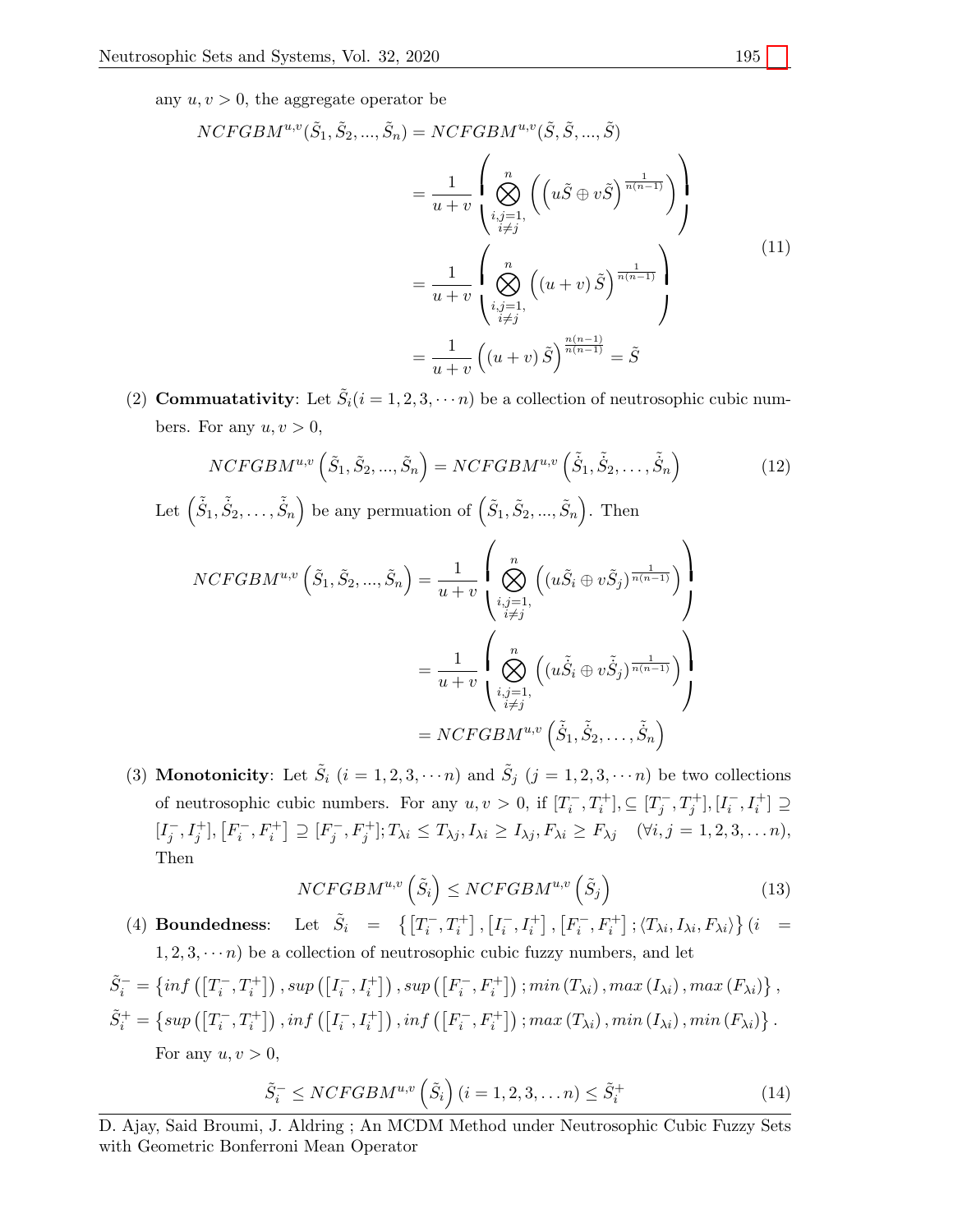any $u, v > 0$, the aggregate operator be

$$
\begin{aligned}
NCFGBM^{u,v}(\tilde{S}_1, \tilde{S}_2, ..., \tilde{S}_n) &= NCFGBM^{u,v}(\tilde{S}, \tilde{S}, ..., \tilde{S}) \\
&= \frac{1}{u+v}\left(\bigotimes_{\substack{i,j=1,\\ i\neq j}}^{n}\left(\left(u\tilde{S}\oplus v\tilde{S}\right)^{\frac{1}{n(n-1)}}\right)\right) \\
&= \frac{1}{u+v}\left(\bigotimes_{\substack{i,j=1,\\ i\neq j}}^{n}\left(\left(u+v\right)\tilde{S}\right)^{\frac{1}{n(n-1)}}\right) \\
&= \frac{1}{u+v}\left(\left(u+v\right)\tilde{S}\right)^{\frac{n(n-1)}{n(n-1)}} = \tilde{S}
\end{aligned}
\tag{11}
$$

(2) **Commuatativity**: Let $\tilde{S}_i(i = 1, 2, 3, \cdots n)$ be a collection of neutrosophic cubic numbers. For any $u, v > 0$,

$$
NCFGBM^{u,v}\left(\tilde{S}_1, \tilde{S}_2, ..., \tilde{S}_n\right) = NCFGBM^{u,v}\left(\dot{\tilde{S}}_1, \dot{\tilde{S}}_2, \ldots, \dot{\tilde{S}}_n\right) \tag{12}
$$

Let $\left(\dot{\tilde{S}}_1, \dot{\tilde{S}}_2, \ldots, \dot{\tilde{S}}_n\right)$ be any permuation of $\left(\tilde{S}_1, \tilde{S}_2, ..., \tilde{S}_n\right)$. Then

$$
\begin{aligned}
NCFGBM^{u,v}\left(\tilde{S}_1, \tilde{S}_2, ..., \tilde{S}_n\right) &= \frac{1}{u+v}\left(\bigotimes_{\substack{i,j=1,\\ i\neq j}}^{n}\left((u\tilde{S}_i\oplus v\tilde{S}_j)^{\frac{1}{n(n-1)}}\right)\right) \\
&= \frac{1}{u+v}\left(\bigotimes_{\substack{i,j=1,\\ i\neq j}}^{n}\left((u\dot{\tilde{S}}_i\oplus v\dot{\tilde{S}}_j)^{\frac{1}{n(n-1)}}\right)\right) \\
&= NCFGBM^{u,v}\left(\dot{\tilde{S}}_1, \dot{\tilde{S}}_2, \ldots, \dot{\tilde{S}}_n\right)
\end{aligned}
$$

(3) **Monotonicity**: Let $\tilde{S}_i$ $(i = 1, 2, 3, \cdots n)$ and $\tilde{S}_j$ $(j = 1, 2, 3, \cdots n)$ be two collections of neutrosophic cubic numbers. For any $u, v > 0$, if $[T_i^-, T_i^+], \subseteq [T_j^-, T_j^+], [I_i^-, I_i^+] \supseteq [I_j^-, I_j^+], \left[F_i^-, F_i^+\right] \supseteq [F_j^-, F_j^+]; T_{\lambda i} \leq T_{\lambda j}, I_{\lambda i} \geq I_{\lambda j}, F_{\lambda i} \geq F_{\lambda j} \quad (\forall i, j = 1, 2, 3, \ldots n)$, Then

$$
NCFGBM^{u,v}\left(\tilde{S}_i\right) \leq NCFGBM^{u,v}\left(\tilde{S}_j\right) \tag{13}
$$

(4) **Boundedness**: Let $\tilde{S}_i = \left\{\left[T_i^-, T_i^+\right], \left[I_i^-, I_i^+\right], \left[F_i^-, F_i^+\right]; \langle T_{\lambda i}, I_{\lambda i}, F_{\lambda i}\rangle\right\} (i = 1, 2, 3, \cdots n)$ be a collection of neutrosophic cubic fuzzy numbers, and let

$$
\tilde{S}_i^- = \left\{inf\left(\left[T_i^-, T_i^+\right]\right), sup\left(\left[I_i^-, I_i^+\right]\right), sup\left(\left[F_i^-, F_i^+\right]\right); min\left(T_{\lambda i}\right), max\left(I_{\lambda i}\right), max\left(F_{\lambda i}\right)\right\},
$$

$$
\tilde{S}_i^+ = \left\{sup\left(\left[T_i^-, T_i^+\right]\right), inf\left(\left[I_i^-, I_i^+\right]\right), inf\left(\left[F_i^-, F_i^+\right]\right); max\left(T_{\lambda i}\right), min\left(I_{\lambda i}\right), min\left(F_{\lambda i}\right)\right\}.
$$

For any $u, v > 0$,

$$
\tilde{S}_i^- \leq NCFGBM^{u,v}\left(\tilde{S}_i\right)(i = 1, 2, 3, \ldots n) \leq \tilde{S}_i^+ \tag{14}
$$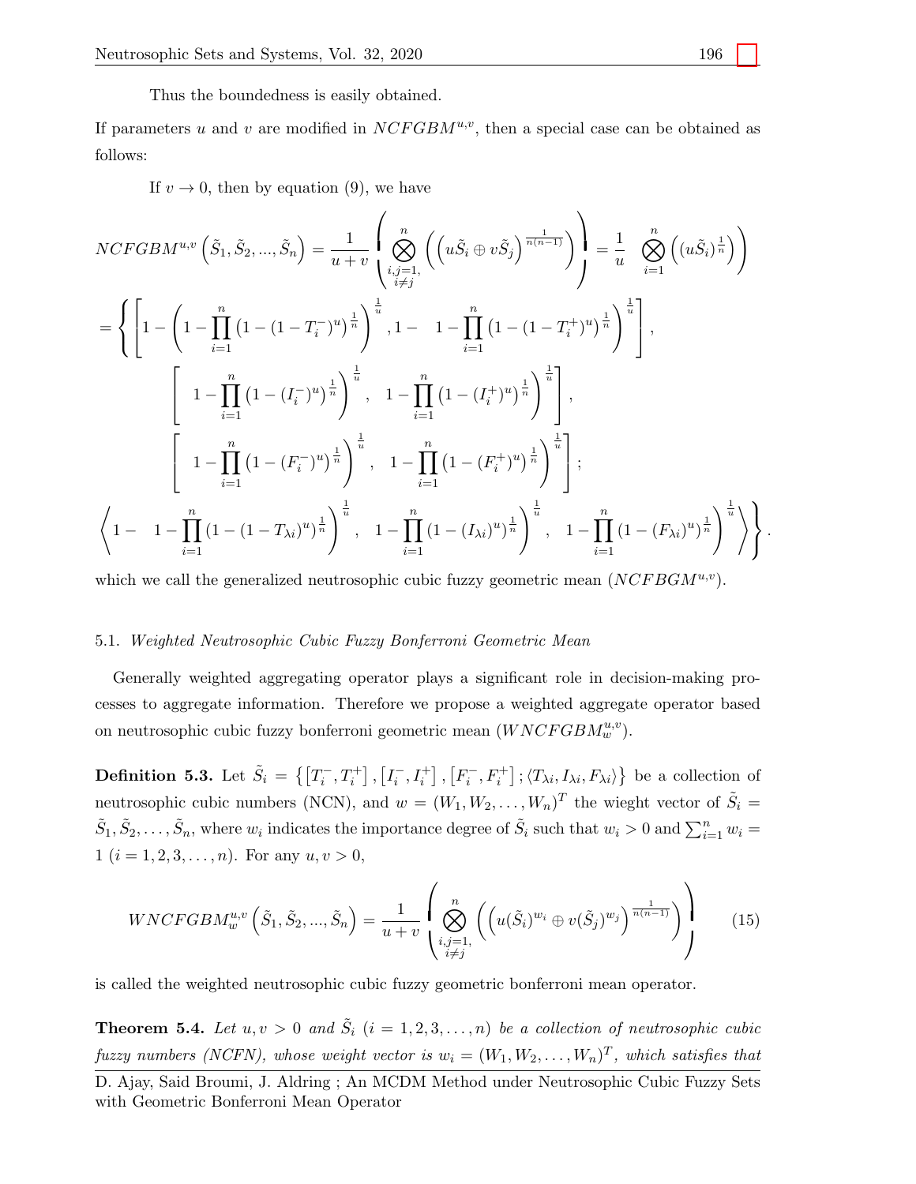Thus the boundedness is easily obtained.

If parameters $u$ and $v$ are modified in $NCFGBM^{u,v}$, then a special case can be obtained as follows:

If $v \to 0$, then by equation (9), we have

$$NCFGBM^{u,v}\left(\tilde{S}_1, \tilde{S}_2, ..., \tilde{S}_n\right) = \frac{1}{u+v}\left(\bigotimes_{\substack{i,j=1,\\ i\neq j}}^{n}\left(\left(u\tilde{S}_i \oplus v\tilde{S}_j\right)^{\frac{1}{n(n-1)}}\right)\right) = \frac{1}{u}\quad \bigotimes_{i=1}^{n}\left((u\tilde{S}_i)^{\frac{1}{n}}\right)\Bigg)$$

$$= \Bigg\{\Bigg[1-\left(1-\prod_{i=1}^{n}\left(1-(1-T_i^{-})^{u}\right)^{\frac{1}{n}}\right)^{\frac{1}{u}}, 1- \quad 1-\prod_{i=1}^{n}\left(1-(1-T_i^{+})^{u}\right)^{\frac{1}{n}}\Bigg)^{\frac{1}{u}}\Bigg],$$

$$\left[\quad 1-\prod_{i=1}^{n}\left(1-(I_i^{-})^{u}\right)^{\frac{1}{n}}\right)^{\frac{1}{u}}, \quad 1-\prod_{i=1}^{n}\left(1-(I_i^{+})^{u}\right)^{\frac{1}{n}}\Bigg)^{\frac{1}{u}}\Bigg],$$

$$\left[\quad 1-\prod_{i=1}^{n}\left(1-(F_i^{-})^{u}\right)^{\frac{1}{n}}\right)^{\frac{1}{u}}, \quad 1-\prod_{i=1}^{n}\left(1-(F_i^{+})^{u}\right)^{\frac{1}{n}}\Bigg)^{\frac{1}{u}}\Bigg];$$

$$\left\langle 1- \quad 1-\prod_{i=1}^{n}\left(1-(1-T_{\lambda i})^{u}\right)^{\frac{1}{n}}\right)^{\frac{1}{u}}, \quad 1-\prod_{i=1}^{n}\left(1-(I_{\lambda i})^{u}\right)^{\frac{1}{n}}\Bigg)^{\frac{1}{u}}, \quad 1-\prod_{i=1}^{n}\left(1-(F_{\lambda i})^{u}\right)^{\frac{1}{n}}\Bigg)^{\frac{1}{u}}\right\rangle\Bigg\}.$$

which we call the generalized neutrosophic cubic fuzzy geometric mean ($NCFBGM^{u,v}$).

### 5.1. *Weighted Neutrosophic Cubic Fuzzy Bonferroni Geometric Mean*

Generally weighted aggregating operator plays a significant role in decision-making processes to aggregate information. Therefore we propose a weighted aggregate operator based on neutrosophic cubic fuzzy bonferroni geometric mean ($WNCFGBM_w^{u,v}$).

**Definition 5.3.** Let $\tilde{S}_i = \left\{\left[T_i^-, T_i^+\right], \left[I_i^-, I_i^+\right], \left[F_i^-, F_i^+\right]; \langle T_{\lambda i}, I_{\lambda i}, F_{\lambda i}\rangle\right\}$ be a collection of neutrosophic cubic numbers (NCN), and $w = (W_1, W_2, \ldots, W_n)^T$ the wieght vector of $\tilde{S}_i = \tilde{S}_1, \tilde{S}_2, \ldots, \tilde{S}_n$, where $w_i$ indicates the importance degree of $\tilde{S}_i$ such that $w_i > 0$ and $\sum_{i=1}^{n} w_i = 1$ $(i = 1, 2, 3, \ldots, n)$. For any $u, v > 0$,

$$WNCFGBM_w^{u,v}\left(\tilde{S}_1, \tilde{S}_2, ..., \tilde{S}_n\right) = \frac{1}{u+v}\left(\bigotimes_{\substack{i,j=1,\\ i\neq j}}^{n}\left(\left(u(\tilde{S}_i)^{w_i} \oplus v(\tilde{S}_j)^{w_j}\right)^{\frac{1}{n(n-1)}}\right)\right) \tag{15}$$

is called the weighted neutrosophic cubic fuzzy geometric bonferroni mean operator.

**Theorem 5.4.** *Let $u, v > 0$ and $\tilde{S}_i$ $(i = 1, 2, 3, \ldots, n)$ be a collection of neutrosophic cubic fuzzy numbers (NCFN), whose weight vector is $w_i = (W_1, W_2, \ldots, W_n)^T$, which satisfies that*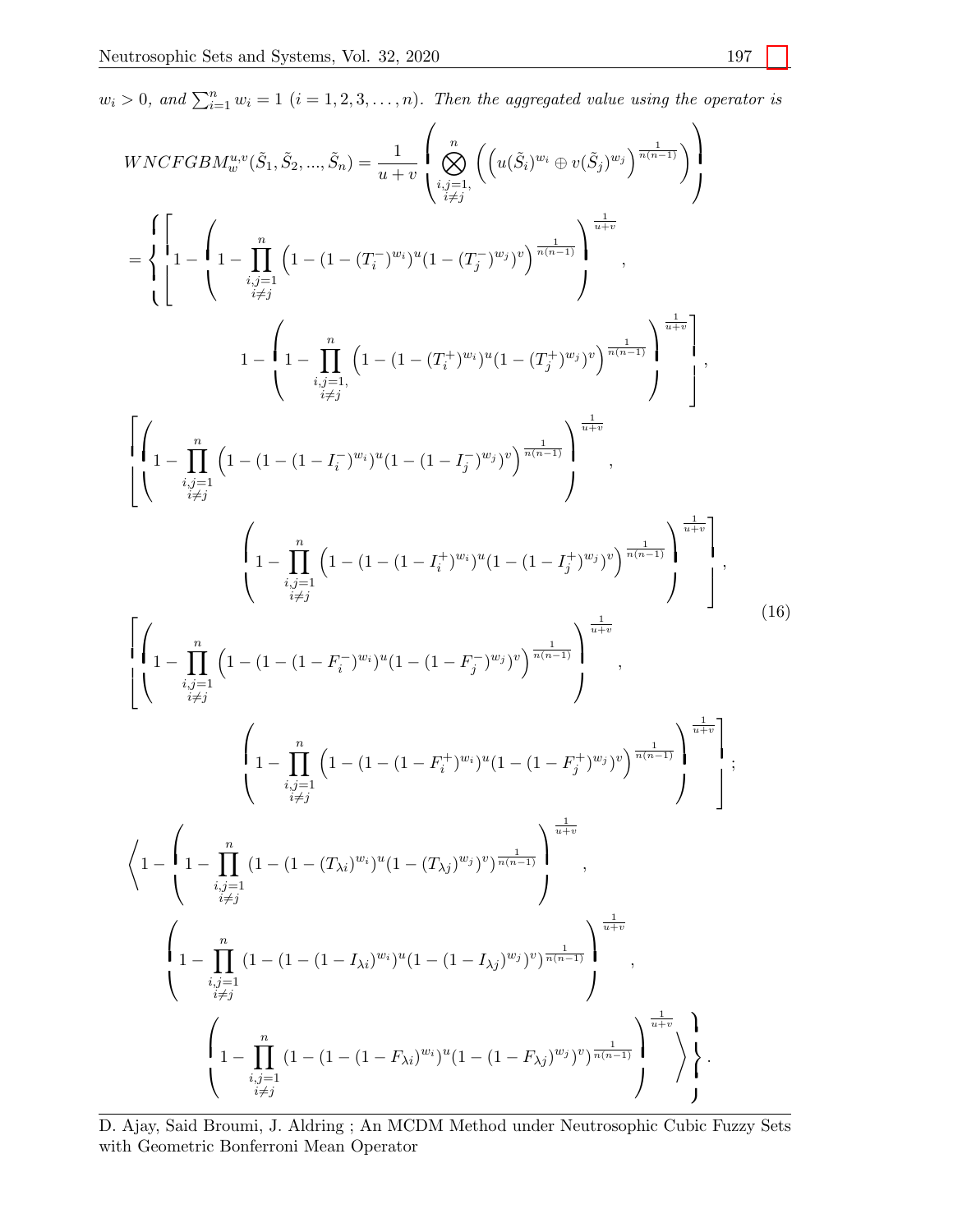$w_i > 0$, *and* $\sum_{i=1}^{n} w_i = 1$ $(i = 1, 2, 3, \ldots, n)$. *Then the aggregated value using the operator is*

$$
\begin{aligned}
WNCFGBM_w^{u,v}(\tilde{S}_1, \tilde{S}_2, ..., \tilde{S}_n) &= \frac{1}{u+v}\left(\bigotimes_{\substack{i,j=1,\\ i\neq j}}^{n}\left(\left(u(\tilde{S}_i)^{w_i} \oplus v(\tilde{S}_j)^{w_j}\right)^{\frac{1}{n(n-1)}}\right)\right) \\
&= \Bigg\{ \Bigg[ 1 - \left(1 - \prod_{\substack{i,j=1\\ i\neq j}}^{n}\left(1-(1-(T_i^-)^{w_i})^u(1-(T_j^-)^{w_j})^v\right)^{\frac{1}{n(n-1)}}\right)^{\frac{1}{u+v}}, \\
&\qquad 1 - \left(1 - \prod_{\substack{i,j=1,\\ i\neq j}}^{n}\left(1-(1-(T_i^+)^{w_i})^u(1-(T_j^+)^{w_j})^v\right)^{\frac{1}{n(n-1)}}\right)^{\frac{1}{u+v}} \Bigg], \\
&\Bigg[ \left(1 - \prod_{\substack{i,j=1\\ i\neq j}}^{n}\left(1-(1-(1-I_i^-)^{w_i})^u(1-(1-I_j^-)^{w_j})^v\right)^{\frac{1}{n(n-1)}}\right)^{\frac{1}{u+v}}, \\
&\qquad \left(1 - \prod_{\substack{i,j=1\\ i\neq j}}^{n}\left(1-(1-(1-I_i^+)^{w_i})^u(1-(1-I_j^+)^{w_j})^v\right)^{\frac{1}{n(n-1)}}\right)^{\frac{1}{u+v}} \Bigg], \\
&\Bigg[ \left(1 - \prod_{\substack{i,j=1\\ i\neq j}}^{n}\left(1-(1-(1-F_i^-)^{w_i})^u(1-(1-F_j^-)^{w_j})^v\right)^{\frac{1}{n(n-1)}}\right)^{\frac{1}{u+v}}, \\
&\qquad \left(1 - \prod_{\substack{i,j=1\\ i\neq j}}^{n}\left(1-(1-(1-F_i^+)^{w_i})^u(1-(1-F_j^+)^{w_j})^v\right)^{\frac{1}{n(n-1)}}\right)^{\frac{1}{u+v}} \Bigg]; \\
&\Bigg\langle 1 - \left(1 - \prod_{\substack{i,j=1\\ i\neq j}}^{n}(1-(1-(T_{\lambda i})^{w_i})^u(1-(T_{\lambda j})^{w_j})^v)^{\frac{1}{n(n-1)}}\right)^{\frac{1}{u+v}}, \\
&\qquad \left(1 - \prod_{\substack{i,j=1\\ i\neq j}}^{n}(1-(1-(1-I_{\lambda i})^{w_i})^u(1-(1-I_{\lambda j})^{w_j})^v)^{\frac{1}{n(n-1)}}\right)^{\frac{1}{u+v}}, \\
&\qquad\qquad \left(1 - \prod_{\substack{i,j=1\\ i\neq j}}^{n}(1-(1-(1-F_{\lambda i})^{w_i})^u(1-(1-F_{\lambda j})^{w_j})^v)^{\frac{1}{n(n-1)}}\right)^{\frac{1}{u+v}} \Bigg\rangle \Bigg\}.
\end{aligned}
\tag{16}
$$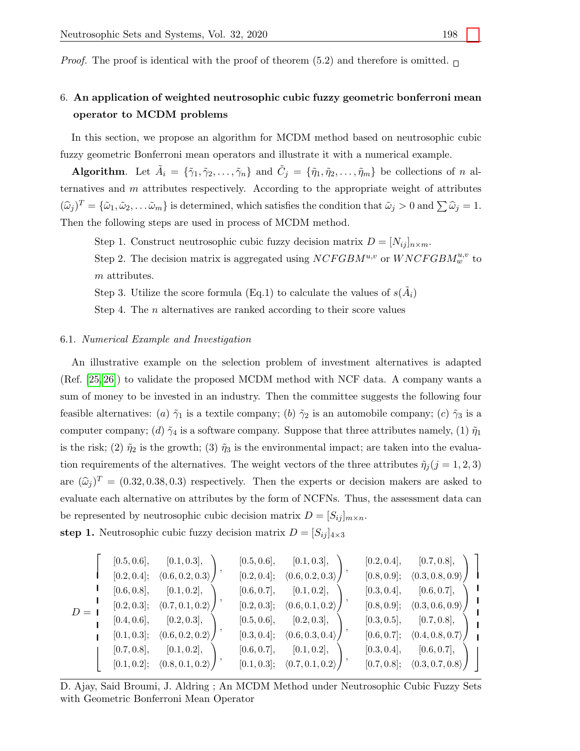*Proof.* The proof is identical with the proof of theorem (5.2) and therefore is omitted. □

## 6. An application of weighted neutrosophic cubic fuzzy geometric bonferroni mean operator to MCDM problems

In this section, we propose an algorithm for MCDM method based on neutrosophic cubic fuzzy geometric Bonferroni mean operators and illustrate it with a numerical example.

**Algorithm**. Let $\tilde{A}_i = \{\tilde{\gamma}_1, \tilde{\gamma}_2, \ldots, \tilde{\gamma}_n\}$ and $\tilde{C}_j = \{\tilde{\eta}_1, \tilde{\eta}_2, \ldots, \tilde{\eta}_m\}$ be collections of $n$ alternatives and $m$ attributes respectively. According to the appropriate weight of attributes $(\widehat{\omega}_j)^T = \{\tilde{\omega}_1, \tilde{\omega}_2, \ldots \tilde{\omega}_m\}$ is determined, which satisfies the condition that $\tilde{\omega}_j > 0$ and $\sum \widehat{\omega}_j = 1$. Then the following steps are used in process of MCDM method.

Step 1. Construct neutrosophic cubic fuzzy decision matrix $D = [N_{ij}]_{n \times m}$.

Step 2. The decision matrix is aggregated using $NCFGBM^{u,v}$ or $WNCFGBM_w^{u,v}$ to $m$ attributes.

Step 3. Utilize the score formula (Eq.1) to calculate the values of $s(\tilde{A}_i)$

Step 4. The $n$ alternatives are ranked according to their score values

### 6.1. *Numerical Example and Investigation*

An illustrative example on the selection problem of investment alternatives is adapted (Ref. [25,26]) to validate the proposed MCDM method with NCF data. A company wants a sum of money to be invested in an industry. Then the committee suggests the following four feasible alternatives: $(a)$ $\tilde{\gamma}_1$ is a textile company; $(b)$ $\tilde{\gamma}_2$ is an automobile company; $(c)$ $\tilde{\gamma}_3$ is a computer company; $(d)$ $\tilde{\gamma}_4$ is a software company. Suppose that three attributes namely, (1) $\tilde{\eta}_1$ is the risk; (2) $\tilde{\eta}_2$ is the growth; (3) $\tilde{\eta}_3$ is the environmental impact; are taken into the evaluation requirements of the alternatives. The weight vectors of the three attributes $\tilde{\eta}_j (j = 1, 2, 3)$ are $(\widehat{\omega}_j)^T = (0.32, 0.38, 0.3)$ respectively. Then the experts or decision makers are asked to evaluate each alternative on attributes by the form of NCFNs. Thus, the assessment data can be represented by neutrosophic cubic decision matrix $D = [S_{ij}]_{m \times n}$.

**step 1.** Neutrosophic cubic fuzzy decision matrix $D = [S_{ij}]_{4 \times 3}$

$$
D = \begin{bmatrix}
\begin{pmatrix} [0.5,0.6], & [0.1,0.3], \\ [0.2,0.4]; & \langle 0.6,0.2,0.3 \rangle \end{pmatrix}, & \begin{pmatrix} [0.5,0.6], & [0.1,0.3], \\ [0.2,0.4]; & \langle 0.6,0.2,0.3 \rangle \end{pmatrix}, & \begin{pmatrix} [0.2,0.4], & [0.7,0.8], \\ [0.8,0.9]; & \langle 0.3,0.8,0.9 \rangle \end{pmatrix} \\
\begin{pmatrix} [0.6,0.8], & [0.1,0.2], \\ [0.2,0.3]; & \langle 0.7,0.1,0.2 \rangle \end{pmatrix}, & \begin{pmatrix} [0.6,0.7], & [0.1,0.2], \\ [0.2,0.3]; & \langle 0.6,0.1,0.2 \rangle \end{pmatrix}, & \begin{pmatrix} [0.3,0.4], & [0.6,0.7], \\ [0.8,0.9]; & \langle 0.3,0.6,0.9 \rangle \end{pmatrix} \\
\begin{pmatrix} [0.4,0.6], & [0.2,0.3], \\ [0.1,0.3]; & \langle 0.6,0.2,0.2 \rangle \end{pmatrix}, & \begin{pmatrix} [0.5,0.6], & [0.2,0.3], \\ [0.3,0.4]; & \langle 0.6,0.3,0.4 \rangle \end{pmatrix}, & \begin{pmatrix} [0.3,0.5], & [0.7,0.8], \\ [0.6,0.7]; & \langle 0.4,0.8,0.7 \rangle \end{pmatrix} \\
\begin{pmatrix} [0.7,0.8], & [0.1,0.2], \\ [0.1,0.2]; & \langle 0.8,0.1,0.2 \rangle \end{pmatrix}, & \begin{pmatrix} [0.6,0.7], & [0.1,0.2], \\ [0.1,0.3]; & \langle 0.7,0.1,0.2 \rangle \end{pmatrix}, & \begin{pmatrix} [0.3,0.4], & [0.6,0.7], \\ [0.7,0.8]; & \langle 0.3,0.7,0.8 \rangle \end{pmatrix}
\end{bmatrix}
$$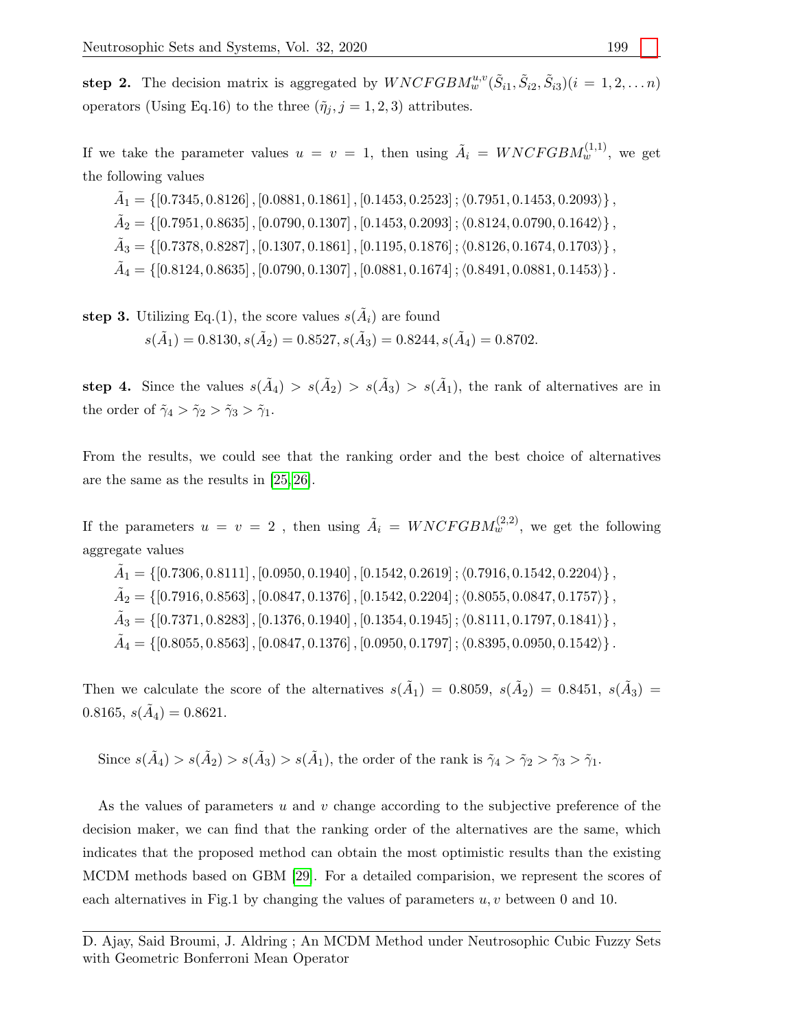**step 2.** The decision matrix is aggregated by $WNCFGBM_w^{u,v}(\tilde{S}_{i1}, \tilde{S}_{i2}, \tilde{S}_{i3})(i = 1, 2, \ldots n)$ operators (Using Eq.16) to the three $(\tilde{\eta}_j, j = 1, 2, 3)$ attributes.

If we take the parameter values $u = v = 1$, then using $\tilde{A}_i = WNCFGBM_w^{(1,1)}$, we get the following values

$\tilde{A}_1 = \{[0.7345, 0.8126], [0.0881, 0.1861], [0.1453, 0.2523]; \langle 0.7951, 0.1453, 0.2093 \rangle\}$,

$\tilde{A}_2 = \{[0.7951, 0.8635], [0.0790, 0.1307], [0.1453, 0.2093]; \langle 0.8124, 0.0790, 0.1642 \rangle\}$,

$\tilde{A}_3 = \{[0.7378, 0.8287], [0.1307, 0.1861], [0.1195, 0.1876]; \langle 0.8126, 0.1674, 0.1703 \rangle\}$,

$\tilde{A}_4 = \{[0.8124, 0.8635], [0.0790, 0.1307], [0.0881, 0.1674]; \langle 0.8491, 0.0881, 0.1453 \rangle\}$.

**step 3.** Utilizing Eq.(1), the score values $s(\tilde{A}_i)$ are found

$$s(\tilde{A}_1) = 0.8130, s(\tilde{A}_2) = 0.8527, s(\tilde{A}_3) = 0.8244, s(\tilde{A}_4) = 0.8702.$$

**step 4.** Since the values $s(\tilde{A}_4) > s(\tilde{A}_2) > s(\tilde{A}_3) > s(\tilde{A}_1)$, the rank of alternatives are in the order of $\tilde{\gamma}_4 > \tilde{\gamma}_2 > \tilde{\gamma}_3 > \tilde{\gamma}_1$.

From the results, we could see that the ranking order and the best choice of alternatives are the same as the results in [25, 26].

If the parameters $u = v = 2$ , then using $\tilde{A}_i = WNCFGBM_w^{(2,2)}$, we get the following aggregate values

$\tilde{A}_1 = \{[0.7306, 0.8111], [0.0950, 0.1940], [0.1542, 0.2619]; \langle 0.7916, 0.1542, 0.2204 \rangle\}$,

$\tilde{A}_2 = \{[0.7916, 0.8563], [0.0847, 0.1376], [0.1542, 0.2204]; \langle 0.8055, 0.0847, 0.1757 \rangle\}$,

$\tilde{A}_3 = \{[0.7371, 0.8283], [0.1376, 0.1940], [0.1354, 0.1945]; \langle 0.8111, 0.1797, 0.1841 \rangle\}$,

$\tilde{A}_4 = \{[0.8055, 0.8563], [0.0847, 0.1376], [0.0950, 0.1797]; \langle 0.8395, 0.0950, 0.1542 \rangle\}$.

Then we calculate the score of the alternatives $s(\tilde{A}_1) = 0.8059$, $s(\tilde{A}_2) = 0.8451$, $s(\tilde{A}_3) = 0.8165$, $s(\tilde{A}_4) = 0.8621$.

Since $s(\tilde{A}_4) > s(\tilde{A}_2) > s(\tilde{A}_3) > s(\tilde{A}_1)$, the order of the rank is $\tilde{\gamma}_4 > \tilde{\gamma}_2 > \tilde{\gamma}_3 > \tilde{\gamma}_1$.

As the values of parameters $u$ and $v$ change according to the subjective preference of the decision maker, we can find that the ranking order of the alternatives are the same, which indicates that the proposed method can obtain the most optimistic results than the existing MCDM methods based on GBM [29]. For a detailed comparision, we represent the scores of each alternatives in Fig.1 by changing the values of parameters $u, v$ between 0 and 10.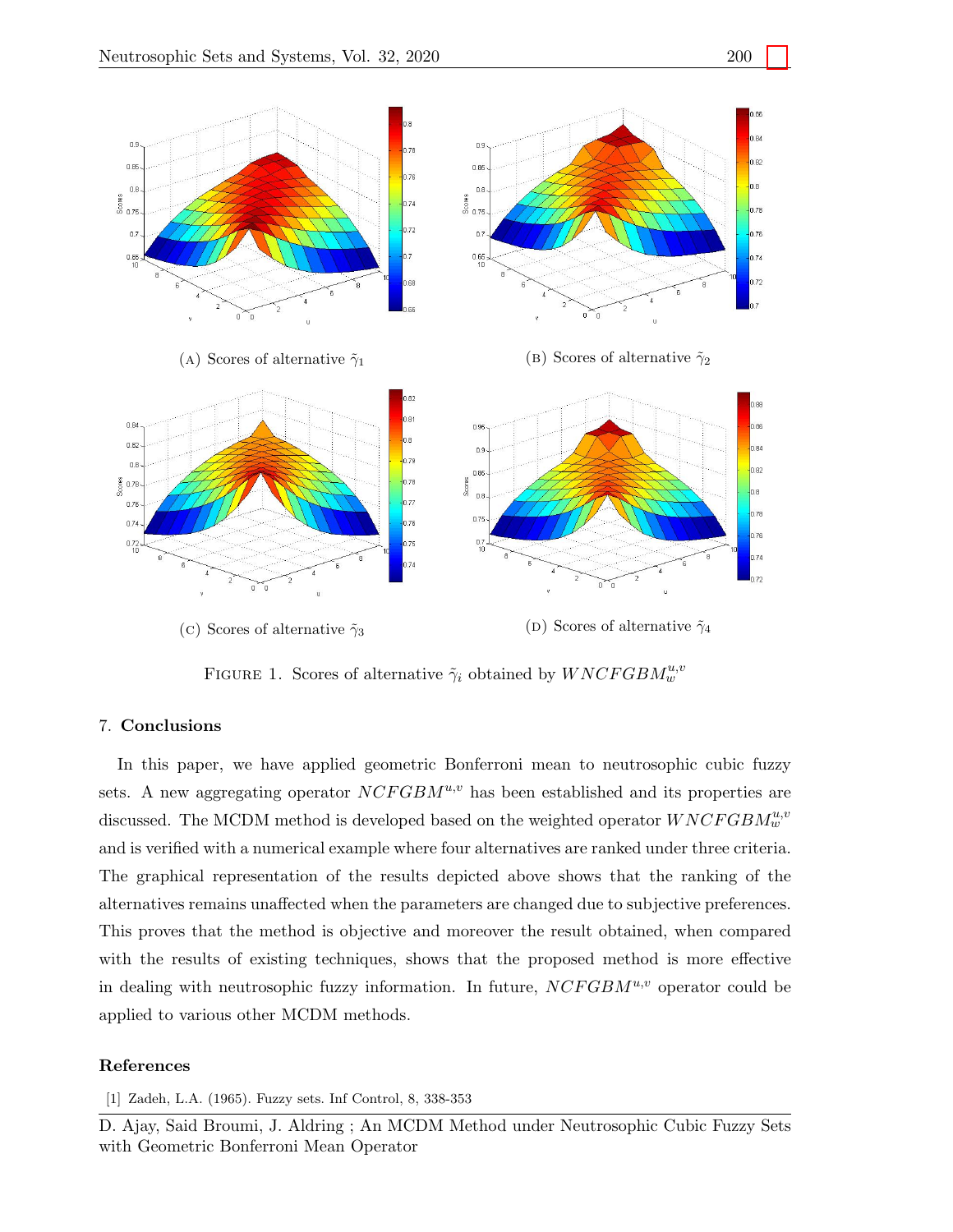(A) Scores of alternative $\tilde{\gamma}_1$

(B) Scores of alternative $\tilde{\gamma}_2$

(C) Scores of alternative $\tilde{\gamma}_3$

(D) Scores of alternative $\tilde{\gamma}_4$

FIGURE 1. Scores of alternative $\tilde{\gamma}_i$ obtained by $WNCFGBM_w^{u,v}$

## 7. Conclusions

In this paper, we have applied geometric Bonferroni mean to neutrosophic cubic fuzzy sets. A new aggregating operator $NCFGBM^{u,v}$ has been established and its properties are discussed. The MCDM method is developed based on the weighted operator $WNCFGBM_w^{u,v}$ and is verified with a numerical example where four alternatives are ranked under three criteria. The graphical representation of the results depicted above shows that the ranking of the alternatives remains unaffected when the parameters are changed due to subjective preferences. This proves that the method is objective and moreover the result obtained, when compared with the results of existing techniques, shows that the proposed method is more effective in dealing with neutrosophic fuzzy information. In future, $NCFGBM^{u,v}$ operator could be applied to various other MCDM methods.

## References

[1] Zadeh, L.A. (1965). Fuzzy sets. Inf Control, 8, 338-353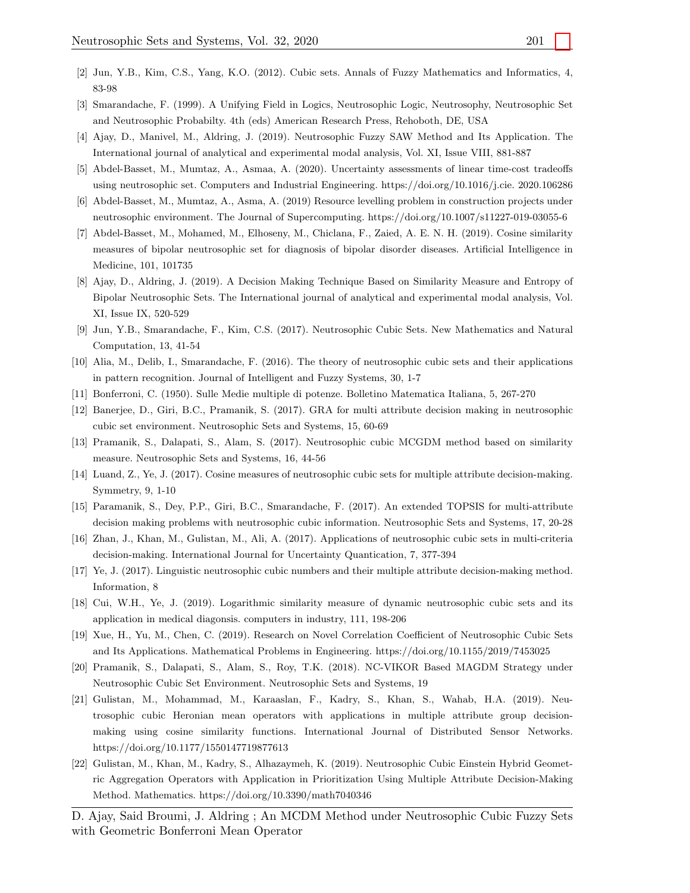[2] Jun, Y.B., Kim, C.S., Yang, K.O. (2012). Cubic sets. Annals of Fuzzy Mathematics and Informatics, 4, 83-98

[3] Smarandache, F. (1999). A Unifying Field in Logics, Neutrosophic Logic, Neutrosophy, Neutrosophic Set and Neutrosophic Probabilty. 4th (eds) American Research Press, Rehoboth, DE, USA

[4] Ajay, D., Manivel, M., Aldring, J. (2019). Neutrosophic Fuzzy SAW Method and Its Application. The International journal of analytical and experimental modal analysis, Vol. XI, Issue VIII, 881-887

[5] Abdel-Basset, M., Mumtaz, A., Asmaa, A. (2020). Uncertainty assessments of linear time-cost tradeoffs using neutrosophic set. Computers and Industrial Engineering. https://doi.org/10.1016/j.cie. 2020.106286

[6] Abdel-Basset, M., Mumtaz, A., Asma, A. (2019) Resource levelling problem in construction projects under neutrosophic environment. The Journal of Supercomputing. https://doi.org/10.1007/s11227-019-03055-6

[7] Abdel-Basset, M., Mohamed, M., Elhoseny, M., Chiclana, F., Zaied, A. E. N. H. (2019). Cosine similarity measures of bipolar neutrosophic set for diagnosis of bipolar disorder diseases. Artificial Intelligence in Medicine, 101, 101735

[8] Ajay, D., Aldring, J. (2019). A Decision Making Technique Based on Similarity Measure and Entropy of Bipolar Neutrosophic Sets. The International journal of analytical and experimental modal analysis, Vol. XI, Issue IX, 520-529

[9] Jun, Y.B., Smarandache, F., Kim, C.S. (2017). Neutrosophic Cubic Sets. New Mathematics and Natural Computation, 13, 41-54

[10] Alia, M., Delib, I., Smarandache, F. (2016). The theory of neutrosophic cubic sets and their applications in pattern recognition. Journal of Intelligent and Fuzzy Systems, 30, 1-7

[11] Bonferroni, C. (1950). Sulle Medie multiple di potenze. Bolletino Matematica Italiana, 5, 267-270

[12] Banerjee, D., Giri, B.C., Pramanik, S. (2017). GRA for multi attribute decision making in neutrosophic cubic set environment. Neutrosophic Sets and Systems, 15, 60-69

[13] Pramanik, S., Dalapati, S., Alam, S. (2017). Neutrosophic cubic MCGDM method based on similarity measure. Neutrosophic Sets and Systems, 16, 44-56

[14] Luand, Z., Ye, J. (2017). Cosine measures of neutrosophic cubic sets for multiple attribute decision-making. Symmetry, 9, 1-10

[15] Paramanik, S., Dey, P.P., Giri, B.C., Smarandache, F. (2017). An extended TOPSIS for multi-attribute decision making problems with neutrosophic cubic information. Neutrosophic Sets and Systems, 17, 20-28

[16] Zhan, J., Khan, M., Gulistan, M., Ali, A. (2017). Applications of neutrosophic cubic sets in multi-criteria decision-making. International Journal for Uncertainty Quantication, 7, 377-394

[17] Ye, J. (2017). Linguistic neutrosophic cubic numbers and their multiple attribute decision-making method. Information, 8

[18] Cui, W.H., Ye, J. (2019). Logarithmic similarity measure of dynamic neutrosophic cubic sets and its application in medical diagonsis. computers in industry, 111, 198-206

[19] Xue, H., Yu, M., Chen, C. (2019). Research on Novel Correlation Coefficient of Neutrosophic Cubic Sets and Its Applications. Mathematical Problems in Engineering. https://doi.org/10.1155/2019/7453025

[20] Pramanik, S., Dalapati, S., Alam, S., Roy, T.K. (2018). NC-VIKOR Based MAGDM Strategy under Neutrosophic Cubic Set Environment. Neutrosophic Sets and Systems, 19

[21] Gulistan, M., Mohammad, M., Karaaslan, F., Kadry, S., Khan, S., Wahab, H.A. (2019). Neutrosophic cubic Heronian mean operators with applications in multiple attribute group decision-making using cosine similarity functions. International Journal of Distributed Sensor Networks. https://doi.org/10.1177/1550147719877613

[22] Gulistan, M., Khan, M., Kadry, S., Alhazaymeh, K. (2019). Neutrosophic Cubic Einstein Hybrid Geometric Aggregation Operators with Application in Prioritization Using Multiple Attribute Decision-Making Method. Mathematics. https://doi.org/10.3390/math7040346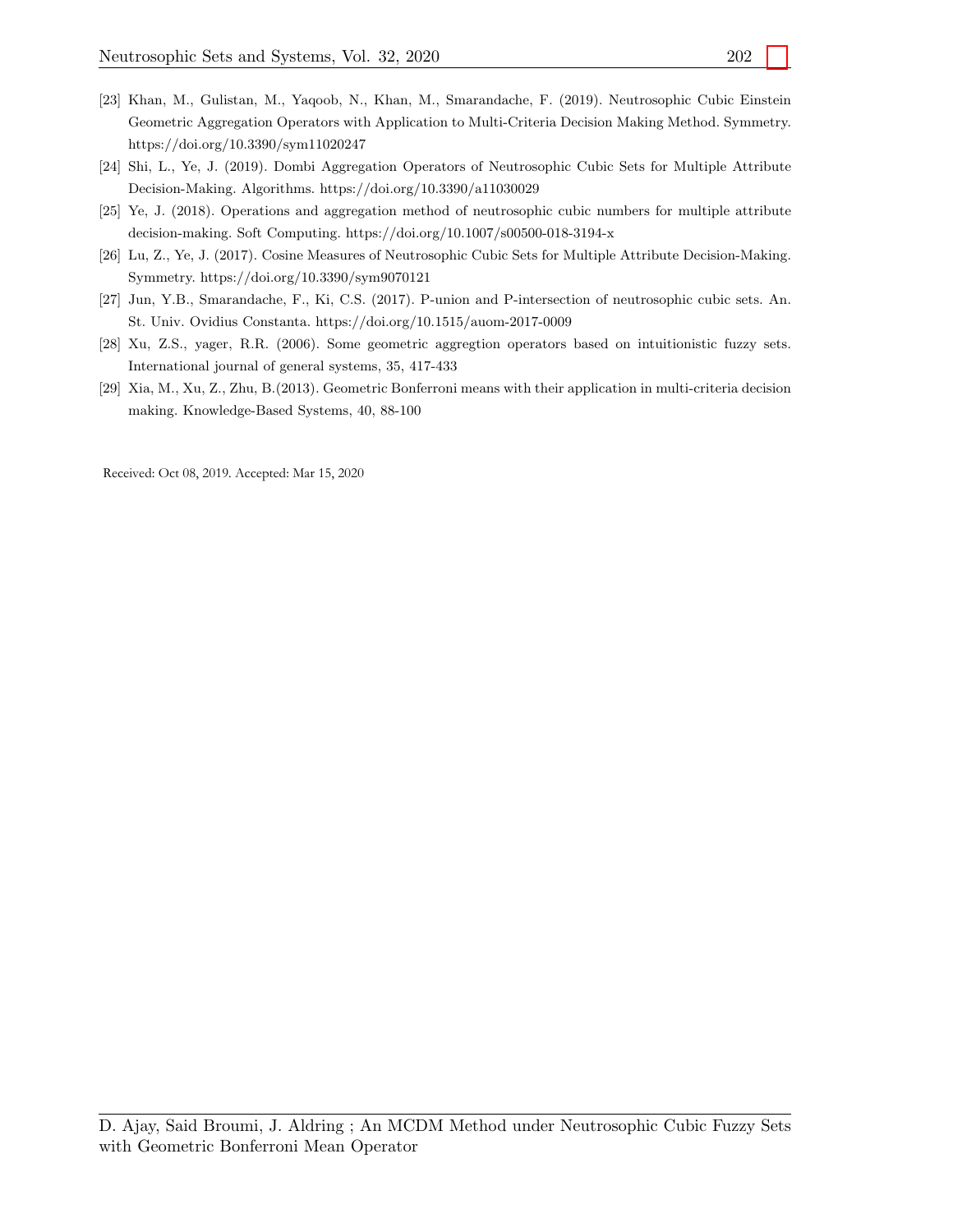[23] Khan, M., Gulistan, M., Yaqoob, N., Khan, M., Smarandache, F. (2019). Neutrosophic Cubic Einstein Geometric Aggregation Operators with Application to Multi-Criteria Decision Making Method. Symmetry. https://doi.org/10.3390/sym11020247

[24] Shi, L., Ye, J. (2019). Dombi Aggregation Operators of Neutrosophic Cubic Sets for Multiple Attribute Decision-Making. Algorithms. https://doi.org/10.3390/a11030029

[25] Ye, J. (2018). Operations and aggregation method of neutrosophic cubic numbers for multiple attribute decision-making. Soft Computing. https://doi.org/10.1007/s00500-018-3194-x

[26] Lu, Z., Ye, J. (2017). Cosine Measures of Neutrosophic Cubic Sets for Multiple Attribute Decision-Making. Symmetry. https://doi.org/10.3390/sym9070121

[27] Jun, Y.B., Smarandache, F., Ki, C.S. (2017). P-union and P-intersection of neutrosophic cubic sets. An. St. Univ. Ovidius Constanta. https://doi.org/10.1515/auom-2017-0009

[28] Xu, Z.S., yager, R.R. (2006). Some geometric aggregtion operators based on intuitionistic fuzzy sets. International journal of general systems, 35, 417-433

[29] Xia, M., Xu, Z., Zhu, B.(2013). Geometric Bonferroni means with their application in multi-criteria decision making. Knowledge-Based Systems, 40, 88-100

Received: Oct 08, 2019. Accepted: Mar 15, 2020